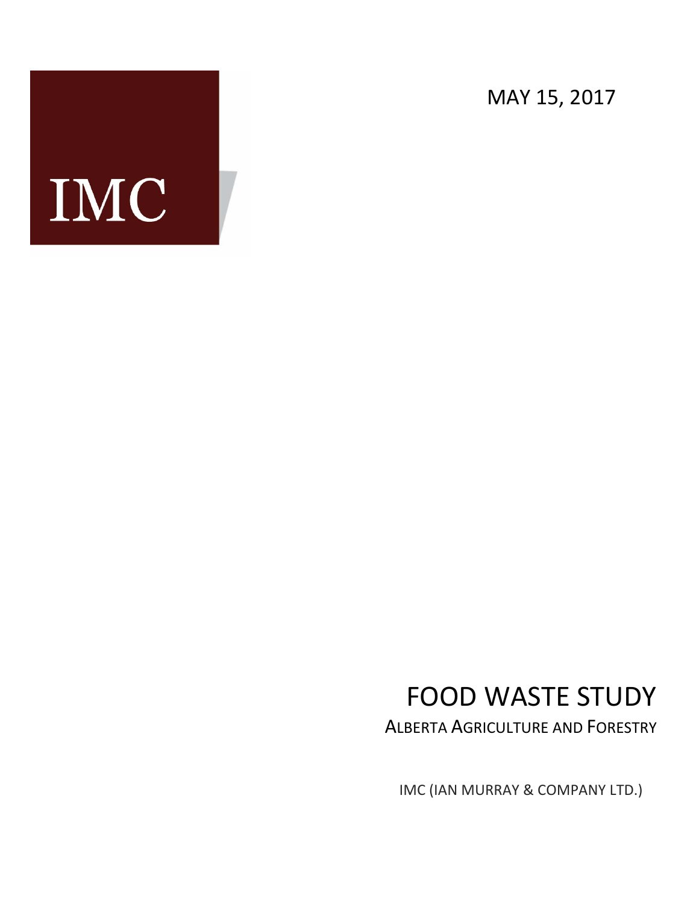IMC

MAY 15, 2017

# FOOD WASTE STUDY

## ALBERTA AGRICULTURE AND FORESTRY

IMC (IAN MURRAY & COMPANY LTD.)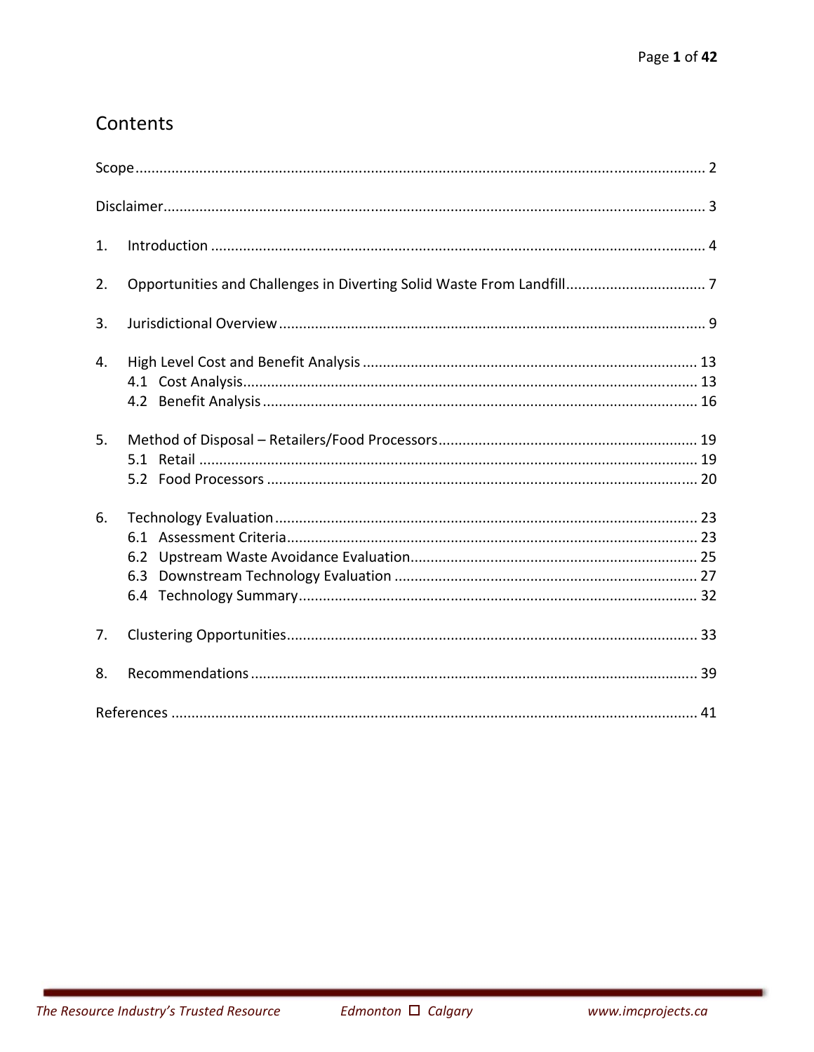# Contents

Scope ........................................................................................................................................ 2

Disclaimer.................................................................................................................................. 3

1. Introduction ........................................................................................................................ 4

2. Opportunities and Challenges in Diverting Solid Waste From Landfill.................................. 7

3. Jurisdictional Overview ........................................................................................................ 9

4. High Level Cost and Benefit Analysis .................................................................................. 13
   - 4.1 Cost Analysis................................................................................................................ 13
   - 4.2 Benefit Analysis ........................................................................................................... 16

5. Method of Disposal – Retailers/Food Processors................................................................ 19
   - 5.1 Retail ........................................................................................................................... 19
   - 5.2 Food Processors .......................................................................................................... 20

6. Technology Evaluation ........................................................................................................ 23
   - 6.1 Assessment Criteria..................................................................................................... 23
   - 6.2 Upstream Waste Avoidance Evaluation....................................................................... 25
   - 6.3 Downstream Technology Evaluation ........................................................................... 27
   - 6.4 Technology Summary................................................................................................... 32

7. Clustering Opportunities..................................................................................................... 33

8. Recommendations .............................................................................................................. 39

References .................................................................................................................................. 41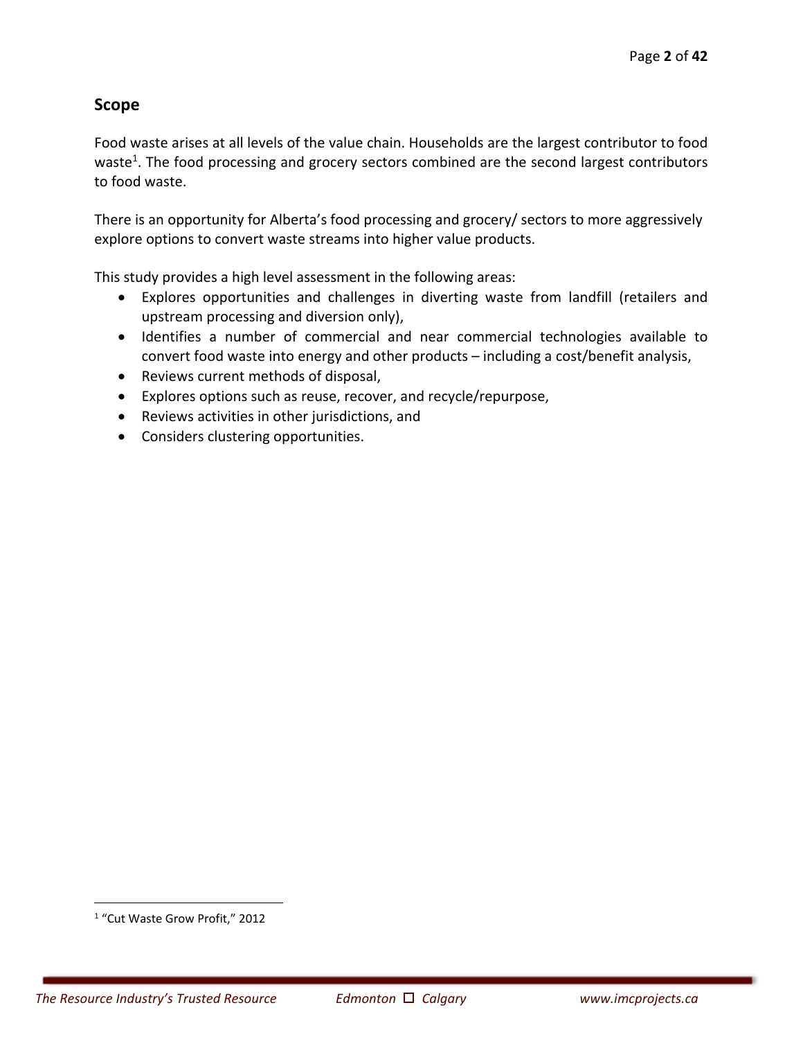## Scope

Food waste arises at all levels of the value chain. Households are the largest contributor to food waste[1]. The food processing and grocery sectors combined are the second largest contributors to food waste.

There is an opportunity for Alberta's food processing and grocery/ sectors to more aggressively explore options to convert waste streams into higher value products.

This study provides a high level assessment in the following areas:

- Explores opportunities and challenges in diverting waste from landfill (retailers and upstream processing and diversion only),
- Identifies a number of commercial and near commercial technologies available to convert food waste into energy and other products – including a cost/benefit analysis,
- Reviews current methods of disposal,
- Explores options such as reuse, recover, and recycle/repurpose,
- Reviews activities in other jurisdictions, and
- Considers clustering opportunities.

[1] "Cut Waste Grow Profit," 2012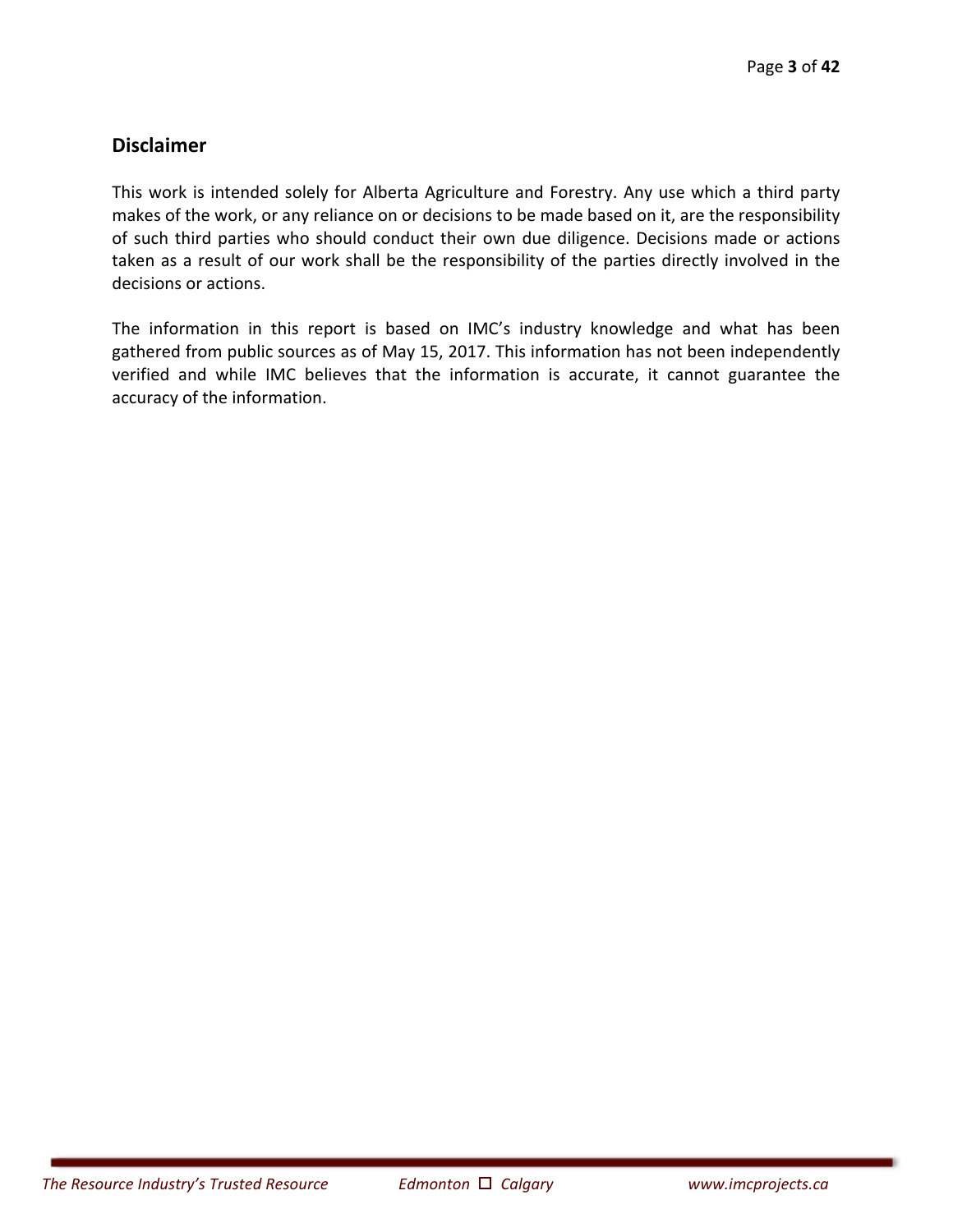## Disclaimer

This work is intended solely for Alberta Agriculture and Forestry. Any use which a third party makes of the work, or any reliance on or decisions to be made based on it, are the responsibility of such third parties who should conduct their own due diligence. Decisions made or actions taken as a result of our work shall be the responsibility of the parties directly involved in the decisions or actions.

The information in this report is based on IMC's industry knowledge and what has been gathered from public sources as of May 15, 2017. This information has not been independently verified and while IMC believes that the information is accurate, it cannot guarantee the accuracy of the information.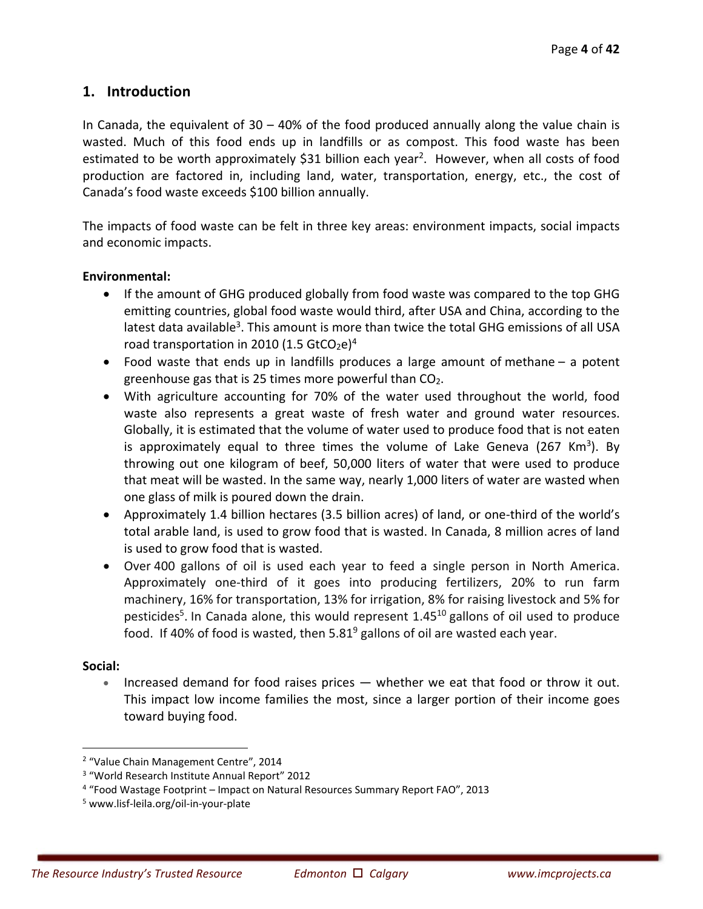## 1. Introduction

In Canada, the equivalent of 30 – 40% of the food produced annually along the value chain is wasted. Much of this food ends up in landfills or as compost. This food waste has been estimated to be worth approximately $31 billion each year[2]. However, when all costs of food production are factored in, including land, water, transportation, energy, etc., the cost of Canada's food waste exceeds $100 billion annually.

The impacts of food waste can be felt in three key areas: environment impacts, social impacts and economic impacts.

**Environmental:**

- If the amount of GHG produced globally from food waste was compared to the top GHG emitting countries, global food waste would third, after USA and China, according to the latest data available[3]. This amount is more than twice the total GHG emissions of all USA road transportation in 2010 (1.5 $GtCO_2e$)[4]
- Food waste that ends up in landfills produces a large amount of methane – a potent greenhouse gas that is 25 times more powerful than $CO_2$.
- With agriculture accounting for 70% of the water used throughout the world, food waste also represents a great waste of fresh water and ground water resources. Globally, it is estimated that the volume of water used to produce food that is not eaten is approximately equal to three times the volume of Lake Geneva (267 $Km^3$). By throwing out one kilogram of beef, 50,000 liters of water that were used to produce that meat will be wasted. In the same way, nearly 1,000 liters of water are wasted when one glass of milk is poured down the drain.
- Approximately 1.4 billion hectares (3.5 billion acres) of land, or one-third of the world's total arable land, is used to grow food that is wasted. In Canada, 8 million acres of land is used to grow food that is wasted.
- Over 400 gallons of oil is used each year to feed a single person in North America. Approximately one-third of it goes into producing fertilizers, 20% to run farm machinery, 16% for transportation, 13% for irrigation, 8% for raising livestock and 5% for pesticides[5]. In Canada alone, this would represent $1.45^{10}$ gallons of oil used to produce food. If 40% of food is wasted, then $5.81^{9}$ gallons of oil are wasted each year.

**Social:**

- Increased demand for food raises prices — whether we eat that food or throw it out. This impact low income families the most, since a larger portion of their income goes toward buying food.

---

[2] "Value Chain Management Centre", 2014

[3] "World Research Institute Annual Report" 2012

[4] "Food Wastage Footprint – Impact on Natural Resources Summary Report FAO", 2013

[5] www.lisf-leila.org/oil-in-your-plate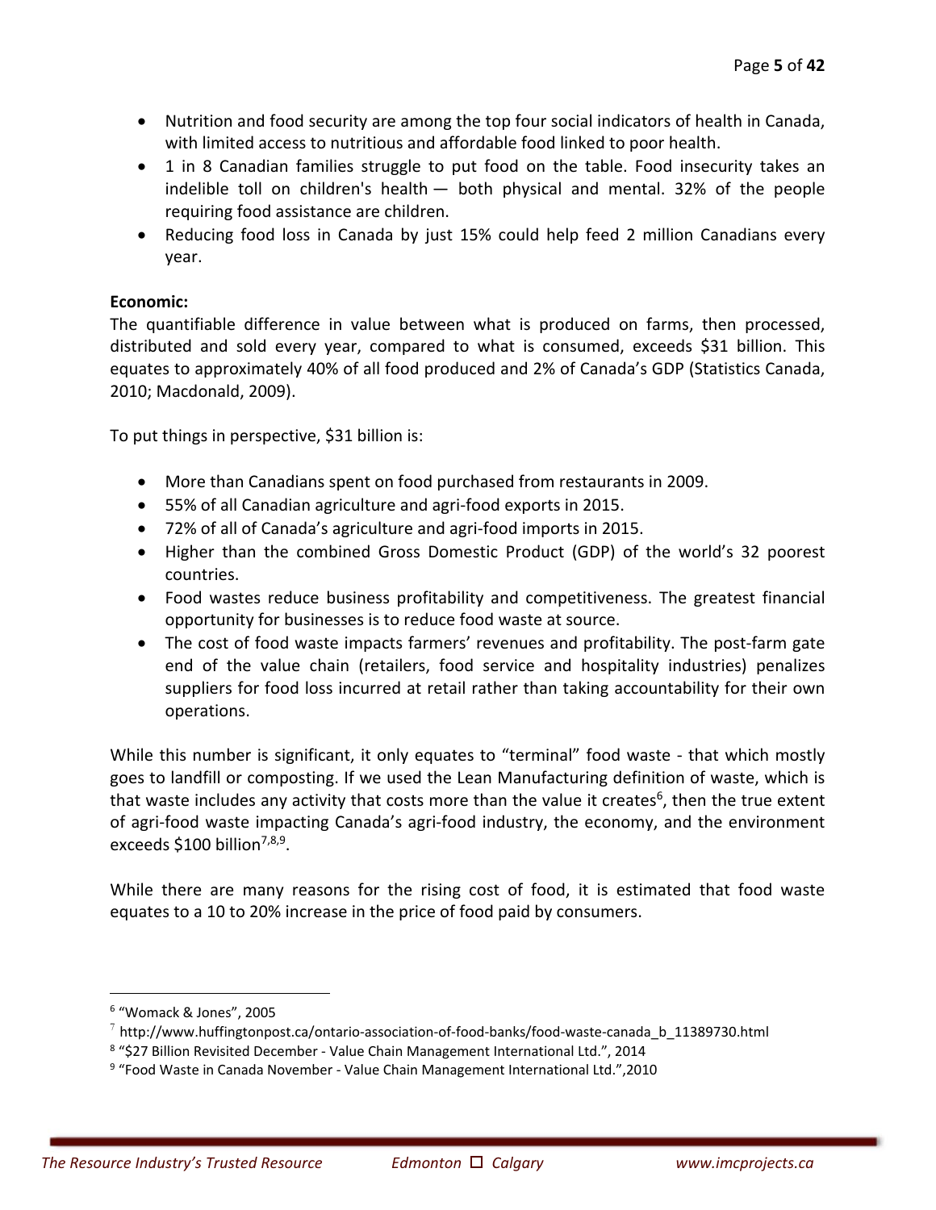- Nutrition and food security are among the top four social indicators of health in Canada, with limited access to nutritious and affordable food linked to poor health.
- 1 in 8 Canadian families struggle to put food on the table. Food insecurity takes an indelible toll on children's health — both physical and mental. 32% of the people requiring food assistance are children.
- Reducing food loss in Canada by just 15% could help feed 2 million Canadians every year.

**Economic:**
The quantifiable difference in value between what is produced on farms, then processed, distributed and sold every year, compared to what is consumed, exceeds $31 billion. This equates to approximately 40% of all food produced and 2% of Canada's GDP (Statistics Canada, 2010; Macdonald, 2009).

To put things in perspective, $31 billion is:

- More than Canadians spent on food purchased from restaurants in 2009.
- 55% of all Canadian agriculture and agri-food exports in 2015.
- 72% of all of Canada's agriculture and agri-food imports in 2015.
- Higher than the combined Gross Domestic Product (GDP) of the world's 32 poorest countries.
- Food wastes reduce business profitability and competitiveness. The greatest financial opportunity for businesses is to reduce food waste at source.
- The cost of food waste impacts farmers' revenues and profitability. The post-farm gate end of the value chain (retailers, food service and hospitality industries) penalizes suppliers for food loss incurred at retail rather than taking accountability for their own operations.

While this number is significant, it only equates to "terminal" food waste - that which mostly goes to landfill or composting. If we used the Lean Manufacturing definition of waste, which is that waste includes any activity that costs more than the value it creates[6], then the true extent of agri-food waste impacting Canada's agri-food industry, the economy, and the environment exceeds $100 billion[7,8,9].

While there are many reasons for the rising cost of food, it is estimated that food waste equates to a 10 to 20% increase in the price of food paid by consumers.

---

[6] "Womack & Jones", 2005
[7] http://www.huffingtonpost.ca/ontario-association-of-food-banks/food-waste-canada_b_11389730.html
[8] "$27 Billion Revisited December - Value Chain Management International Ltd.", 2014
[9] "Food Waste in Canada November - Value Chain Management International Ltd.",2010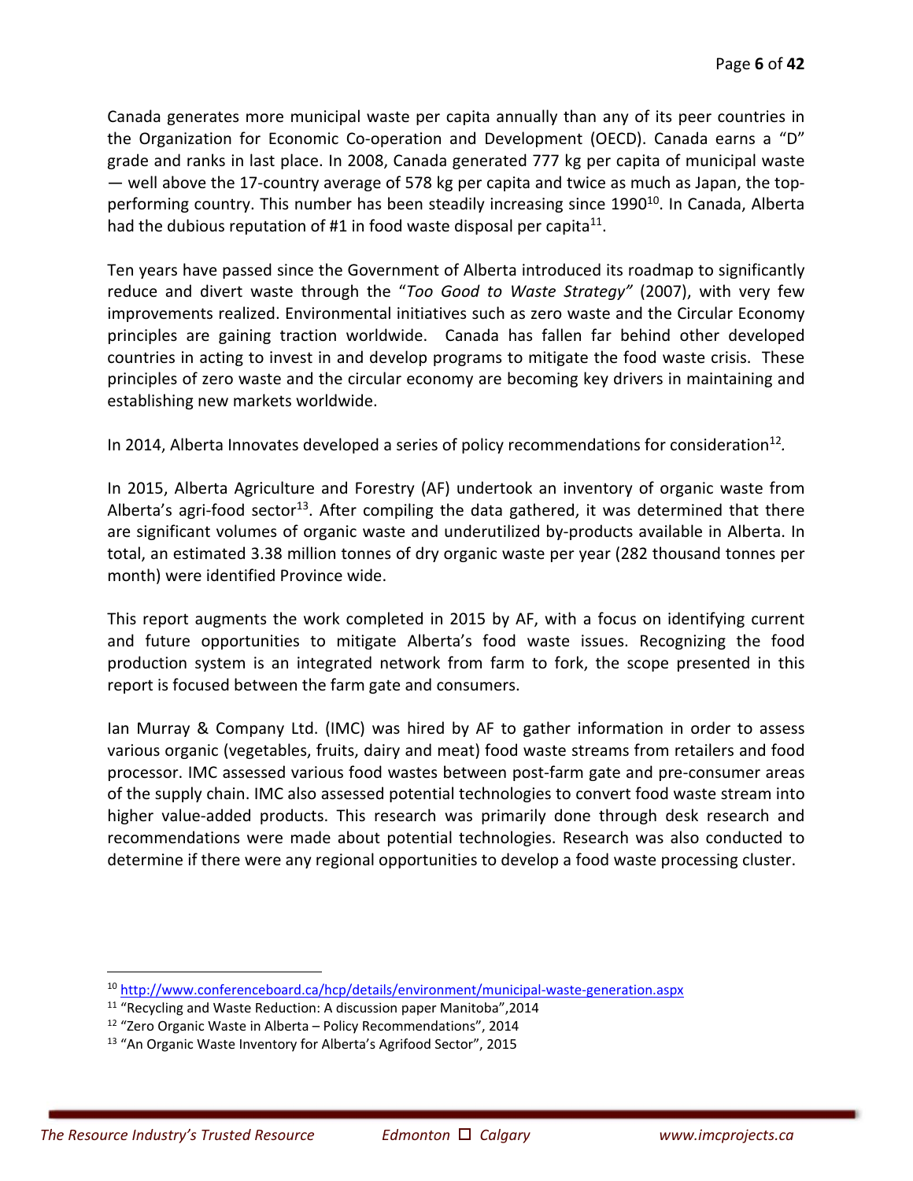Canada generates more municipal waste per capita annually than any of its peer countries in the Organization for Economic Co-operation and Development (OECD). Canada earns a "D" grade and ranks in last place. In 2008, Canada generated 777 kg per capita of municipal waste — well above the 17-country average of 578 kg per capita and twice as much as Japan, the top-performing country. This number has been steadily increasing since 1990[10]. In Canada, Alberta had the dubious reputation of #1 in food waste disposal per capita[11].

Ten years have passed since the Government of Alberta introduced its roadmap to significantly reduce and divert waste through the "*Too Good to Waste Strategy"* (2007), with very few improvements realized. Environmental initiatives such as zero waste and the Circular Economy principles are gaining traction worldwide. Canada has fallen far behind other developed countries in acting to invest in and develop programs to mitigate the food waste crisis. These principles of zero waste and the circular economy are becoming key drivers in maintaining and establishing new markets worldwide.

In 2014, Alberta Innovates developed a series of policy recommendations for consideration[12].

In 2015, Alberta Agriculture and Forestry (AF) undertook an inventory of organic waste from Alberta's agri-food sector[13]. After compiling the data gathered, it was determined that there are significant volumes of organic waste and underutilized by-products available in Alberta. In total, an estimated 3.38 million tonnes of dry organic waste per year (282 thousand tonnes per month) were identified Province wide.

This report augments the work completed in 2015 by AF, with a focus on identifying current and future opportunities to mitigate Alberta's food waste issues. Recognizing the food production system is an integrated network from farm to fork, the scope presented in this report is focused between the farm gate and consumers.

Ian Murray & Company Ltd. (IMC) was hired by AF to gather information in order to assess various organic (vegetables, fruits, dairy and meat) food waste streams from retailers and food processor. IMC assessed various food wastes between post-farm gate and pre-consumer areas of the supply chain. IMC also assessed potential technologies to convert food waste stream into higher value-added products. This research was primarily done through desk research and recommendations were made about potential technologies. Research was also conducted to determine if there were any regional opportunities to develop a food waste processing cluster.

---

[10] http://www.conferenceboard.ca/hcp/details/environment/municipal-waste-generation.aspx

[11] "Recycling and Waste Reduction: A discussion paper Manitoba",2014

[12] "Zero Organic Waste in Alberta – Policy Recommendations", 2014

[13] "An Organic Waste Inventory for Alberta's Agrifood Sector", 2015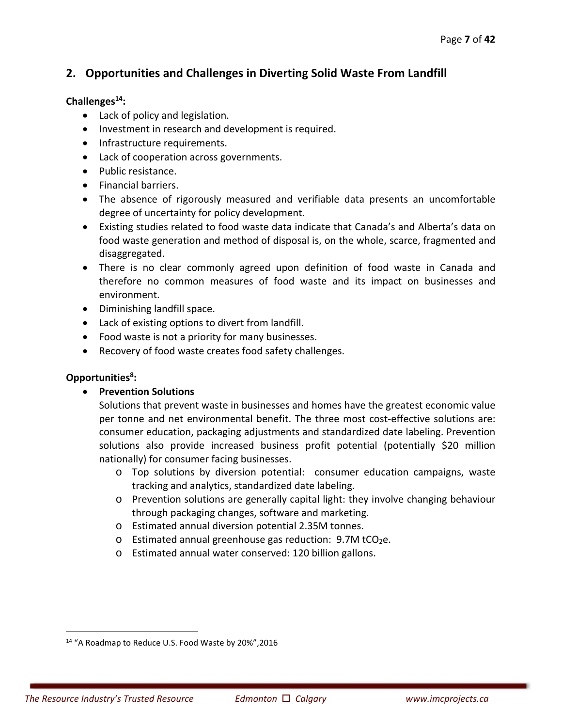## 2. Opportunities and Challenges in Diverting Solid Waste From Landfill

**Challenges[14]:**

- Lack of policy and legislation.
- Investment in research and development is required.
- Infrastructure requirements.
- Lack of cooperation across governments.
- Public resistance.
- Financial barriers.
- The absence of rigorously measured and verifiable data presents an uncomfortable degree of uncertainty for policy development.
- Existing studies related to food waste data indicate that Canada's and Alberta's data on food waste generation and method of disposal is, on the whole, scarce, fragmented and disaggregated.
- There is no clear commonly agreed upon definition of food waste in Canada and therefore no common measures of food waste and its impact on businesses and environment.
- Diminishing landfill space.
- Lack of existing options to divert from landfill.
- Food waste is not a priority for many businesses.
- Recovery of food waste creates food safety challenges.

**Opportunities[8]:**

- **Prevention Solutions**

  Solutions that prevent waste in businesses and homes have the greatest economic value per tonne and net environmental benefit. The three most cost-effective solutions are: consumer education, packaging adjustments and standardized date labeling. Prevention solutions also provide increased business profit potential (potentially $20 million nationally) for consumer facing businesses.

  - Top solutions by diversion potential: consumer education campaigns, waste tracking and analytics, standardized date labeling.
  - Prevention solutions are generally capital light: they involve changing behaviour through packaging changes, software and marketing.
  - Estimated annual diversion potential 2.35M tonnes.
  - Estimated annual greenhouse gas reduction: 9.7M $tCO_2e$.
  - Estimated annual water conserved: 120 billion gallons.

[14] "A Roadmap to Reduce U.S. Food Waste by 20%",2016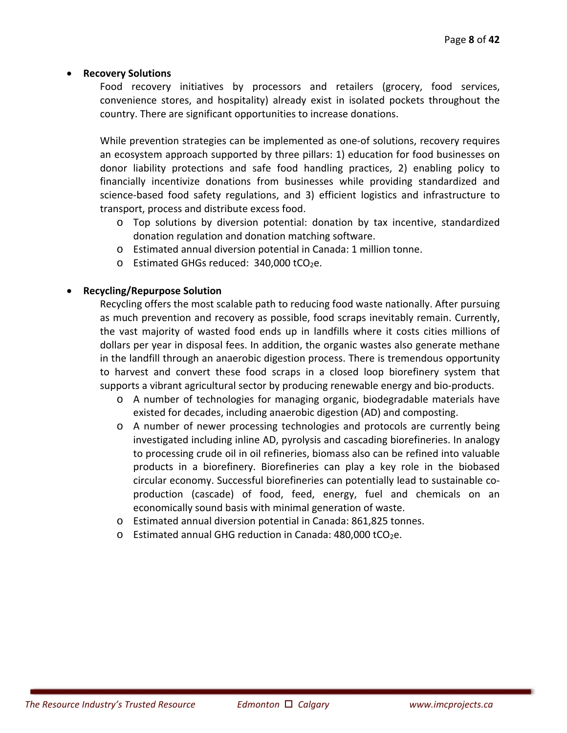- **Recovery Solutions**

  Food recovery initiatives by processors and retailers (grocery, food services, convenience stores, and hospitality) already exist in isolated pockets throughout the country. There are significant opportunities to increase donations.

  While prevention strategies can be implemented as one-of solutions, recovery requires an ecosystem approach supported by three pillars: 1) education for food businesses on donor liability protections and safe food handling practices, 2) enabling policy to financially incentivize donations from businesses while providing standardized and science-based food safety regulations, and 3) efficient logistics and infrastructure to transport, process and distribute excess food.

  - Top solutions by diversion potential: donation by tax incentive, standardized donation regulation and donation matching software.
  - Estimated annual diversion potential in Canada: 1 million tonne.
  - Estimated GHGs reduced: 340,000 $tCO_2e$.

- **Recycling/Repurpose Solution**

  Recycling offers the most scalable path to reducing food waste nationally. After pursuing as much prevention and recovery as possible, food scraps inevitably remain. Currently, the vast majority of wasted food ends up in landfills where it costs cities millions of dollars per year in disposal fees. In addition, the organic wastes also generate methane in the landfill through an anaerobic digestion process. There is tremendous opportunity to harvest and convert these food scraps in a closed loop biorefinery system that supports a vibrant agricultural sector by producing renewable energy and bio-products.

  - A number of technologies for managing organic, biodegradable materials have existed for decades, including anaerobic digestion (AD) and composting.
  - A number of newer processing technologies and protocols are currently being investigated including inline AD, pyrolysis and cascading biorefineries. In analogy to processing crude oil in oil refineries, biomass also can be refined into valuable products in a biorefinery. Biorefineries can play a key role in the biobased circular economy. Successful biorefineries can potentially lead to sustainable co-production (cascade) of food, feed, energy, fuel and chemicals on an economically sound basis with minimal generation of waste.
  - Estimated annual diversion potential in Canada: 861,825 tonnes.
  - Estimated annual GHG reduction in Canada: 480,000 $tCO_2e$.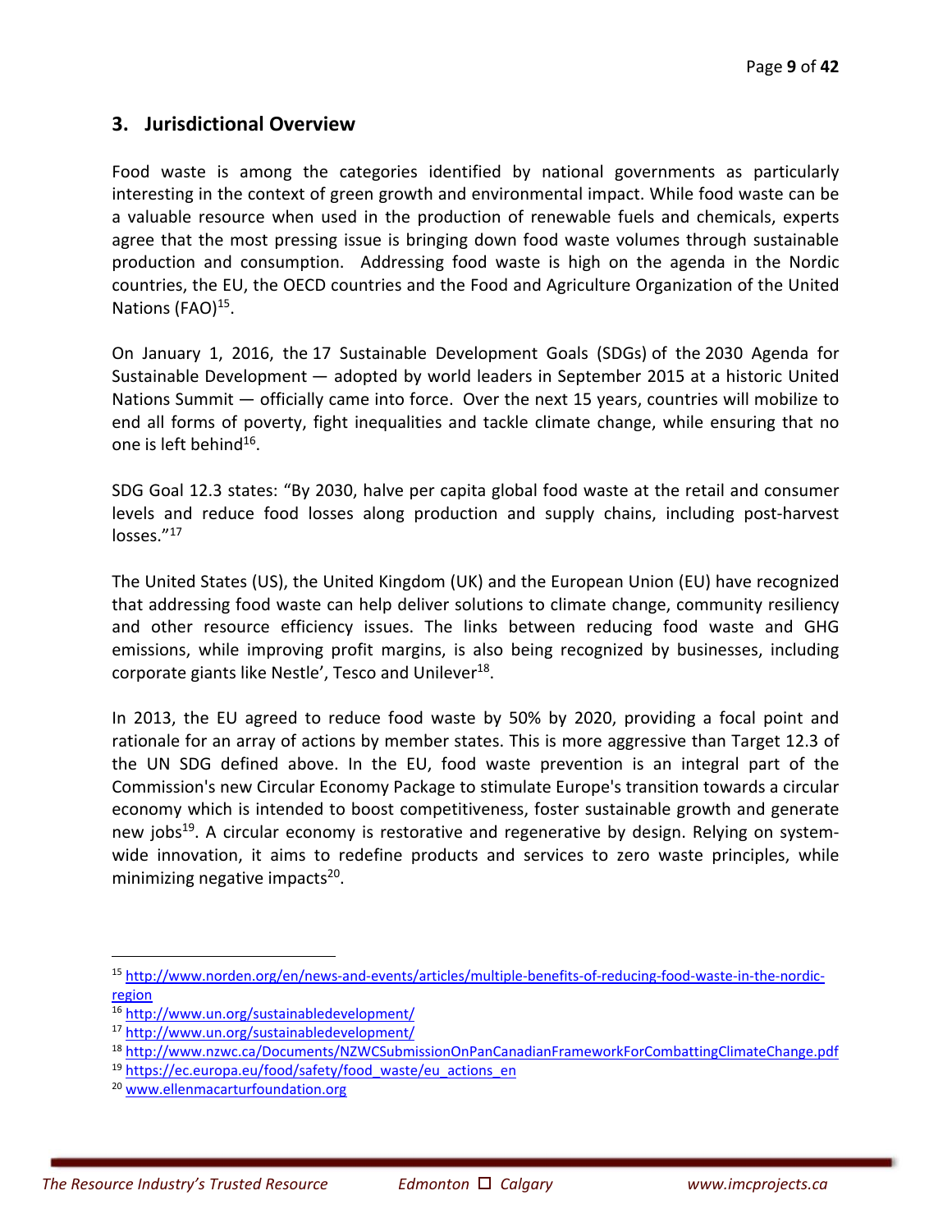## 3. Jurisdictional Overview

Food waste is among the categories identified by national governments as particularly interesting in the context of green growth and environmental impact. While food waste can be a valuable resource when used in the production of renewable fuels and chemicals, experts agree that the most pressing issue is bringing down food waste volumes through sustainable production and consumption. Addressing food waste is high on the agenda in the Nordic countries, the EU, the OECD countries and the Food and Agriculture Organization of the United Nations (FAO)[15].

On January 1, 2016, the 17 Sustainable Development Goals (SDGs) of the 2030 Agenda for Sustainable Development — adopted by world leaders in September 2015 at a historic United Nations Summit — officially came into force. Over the next 15 years, countries will mobilize to end all forms of poverty, fight inequalities and tackle climate change, while ensuring that no one is left behind[16].

SDG Goal 12.3 states: "By 2030, halve per capita global food waste at the retail and consumer levels and reduce food losses along production and supply chains, including post-harvest losses."[17]

The United States (US), the United Kingdom (UK) and the European Union (EU) have recognized that addressing food waste can help deliver solutions to climate change, community resiliency and other resource efficiency issues. The links between reducing food waste and GHG emissions, while improving profit margins, is also being recognized by businesses, including corporate giants like Nestle', Tesco and Unilever[18].

In 2013, the EU agreed to reduce food waste by 50% by 2020, providing a focal point and rationale for an array of actions by member states. This is more aggressive than Target 12.3 of the UN SDG defined above. In the EU, food waste prevention is an integral part of the Commission's new Circular Economy Package to stimulate Europe's transition towards a circular economy which is intended to boost competitiveness, foster sustainable growth and generate new jobs[19]. A circular economy is restorative and regenerative by design. Relying on system-wide innovation, it aims to redefine products and services to zero waste principles, while minimizing negative impacts[20].

---

[15] http://www.norden.org/en/news-and-events/articles/multiple-benefits-of-reducing-food-waste-in-the-nordic-region

[16] http://www.un.org/sustainabledevelopment/

[17] http://www.un.org/sustainabledevelopment/

[18] http://www.nzwc.ca/Documents/NZWCSubmissionOnPanCanadianFrameworkForCombattingClimateChange.pdf

[19] https://ec.europa.eu/food/safety/food_waste/eu_actions_en

[20] www.ellenmacarturfoundation.org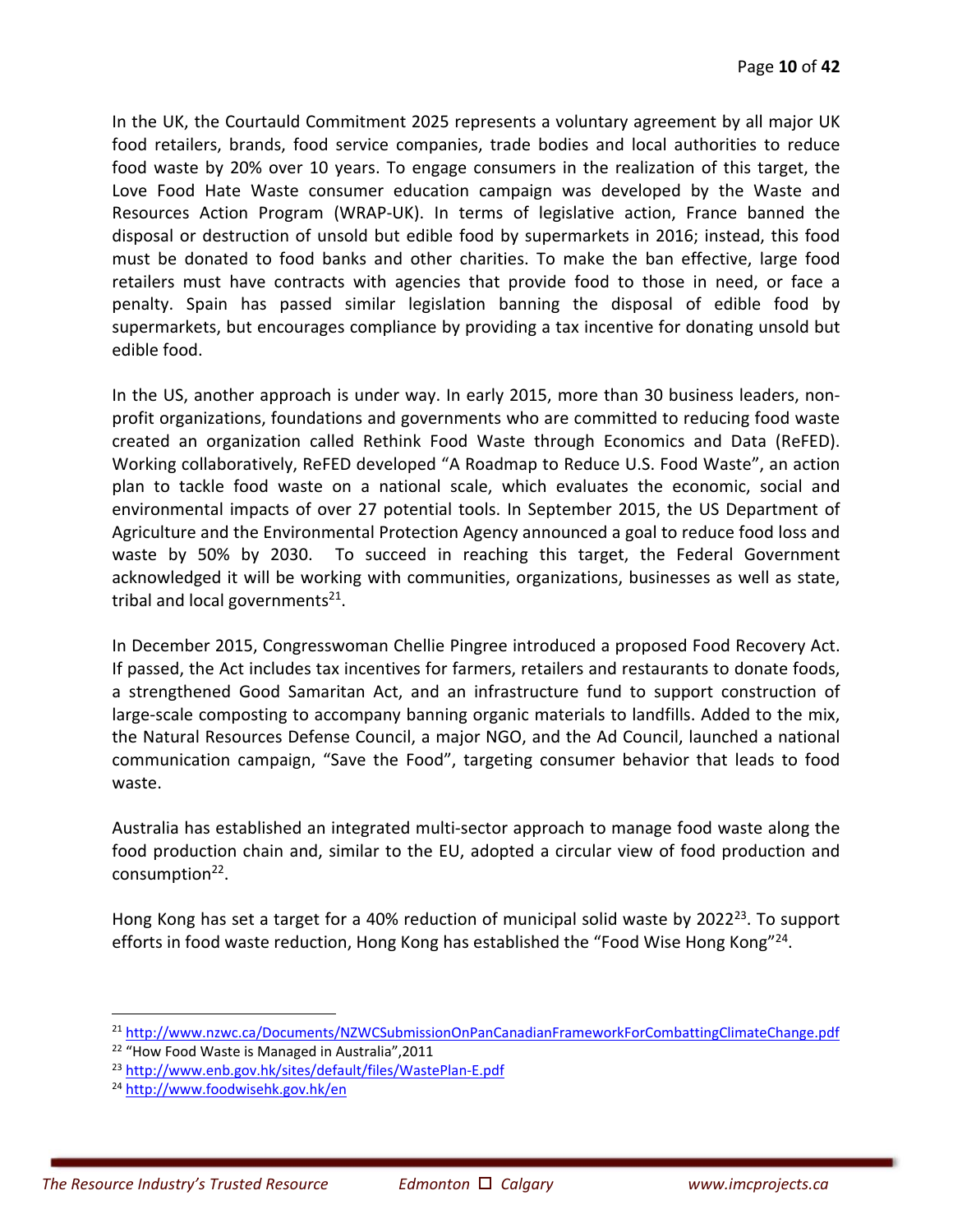In the UK, the Courtauld Commitment 2025 represents a voluntary agreement by all major UK food retailers, brands, food service companies, trade bodies and local authorities to reduce food waste by 20% over 10 years. To engage consumers in the realization of this target, the Love Food Hate Waste consumer education campaign was developed by the Waste and Resources Action Program (WRAP-UK). In terms of legislative action, France banned the disposal or destruction of unsold but edible food by supermarkets in 2016; instead, this food must be donated to food banks and other charities. To make the ban effective, large food retailers must have contracts with agencies that provide food to those in need, or face a penalty. Spain has passed similar legislation banning the disposal of edible food by supermarkets, but encourages compliance by providing a tax incentive for donating unsold but edible food.

In the US, another approach is under way. In early 2015, more than 30 business leaders, non-profit organizations, foundations and governments who are committed to reducing food waste created an organization called Rethink Food Waste through Economics and Data (ReFED). Working collaboratively, ReFED developed "A Roadmap to Reduce U.S. Food Waste", an action plan to tackle food waste on a national scale, which evaluates the economic, social and environmental impacts of over 27 potential tools. In September 2015, the US Department of Agriculture and the Environmental Protection Agency announced a goal to reduce food loss and waste by 50% by 2030. To succeed in reaching this target, the Federal Government acknowledged it will be working with communities, organizations, businesses as well as state, tribal and local governments[21].

In December 2015, Congresswoman Chellie Pingree introduced a proposed Food Recovery Act. If passed, the Act includes tax incentives for farmers, retailers and restaurants to donate foods, a strengthened Good Samaritan Act, and an infrastructure fund to support construction of large-scale composting to accompany banning organic materials to landfills. Added to the mix, the Natural Resources Defense Council, a major NGO, and the Ad Council, launched a national communication campaign, "Save the Food", targeting consumer behavior that leads to food waste.

Australia has established an integrated multi-sector approach to manage food waste along the food production chain and, similar to the EU, adopted a circular view of food production and consumption[22].

Hong Kong has set a target for a 40% reduction of municipal solid waste by 2022[23]. To support efforts in food waste reduction, Hong Kong has established the "Food Wise Hong Kong"[24].

---

[21] http://www.nzwc.ca/Documents/NZWCSubmissionOnPanCanadianFrameworkForCombattingClimateChange.pdf

[22] "How Food Waste is Managed in Australia",2011

[23] http://www.enb.gov.hk/sites/default/files/WastePlan-E.pdf

[24] http://www.foodwisehk.gov.hk/en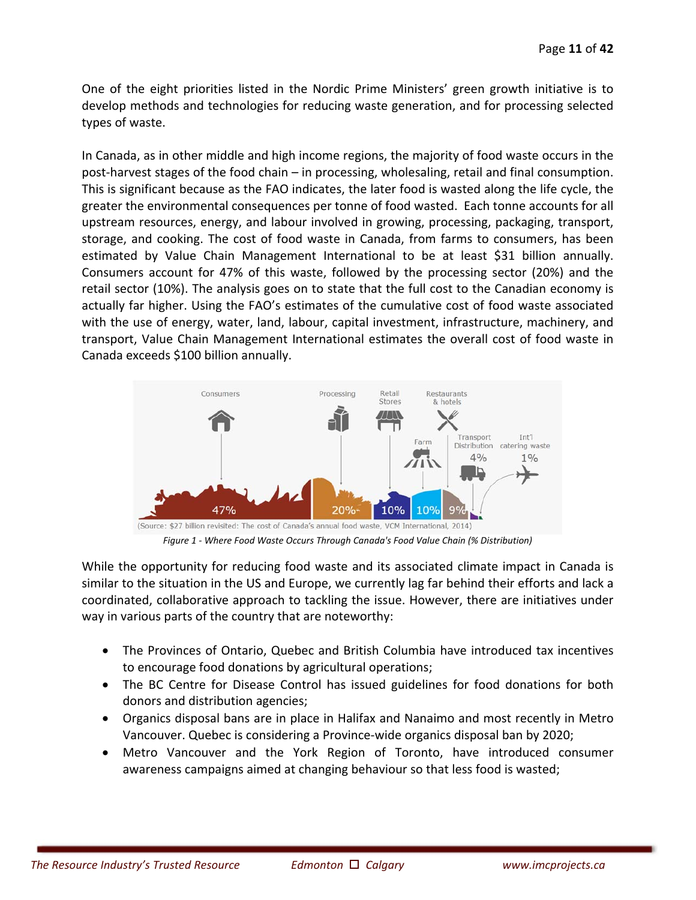One of the eight priorities listed in the Nordic Prime Ministers' green growth initiative is to develop methods and technologies for reducing waste generation, and for processing selected types of waste.

In Canada, as in other middle and high income regions, the majority of food waste occurs in the post-harvest stages of the food chain – in processing, wholesaling, retail and final consumption. This is significant because as the FAO indicates, the later food is wasted along the life cycle, the greater the environmental consequences per tonne of food wasted. Each tonne accounts for all upstream resources, energy, and labour involved in growing, processing, packaging, transport, storage, and cooking. The cost of food waste in Canada, from farms to consumers, has been estimated by Value Chain Management International to be at least $31 billion annually. Consumers account for 47% of this waste, followed by the processing sector (20%) and the retail sector (10%). The analysis goes on to state that the full cost to the Canadian economy is actually far higher. Using the FAO's estimates of the cumulative cost of food waste associated with the use of energy, water, land, labour, capital investment, infrastructure, machinery, and transport, Value Chain Management International estimates the overall cost of food waste in Canada exceeds $100 billion annually.

| Consumers | Processing | Retail Stores | Farm | Restaurants & hotels | Transport Distribution | Int'l catering waste |
|---|---|---|---|---|---|---|
| 47% | 20% | 10% | 10% | 9% | 4% | 1% |

(Source: $27 billion revisited: The cost of Canada's annual food waste, VCM International, 2014)

*Figure 1 - Where Food Waste Occurs Through Canada's Food Value Chain (% Distribution)*

While the opportunity for reducing food waste and its associated climate impact in Canada is similar to the situation in the US and Europe, we currently lag far behind their efforts and lack a coordinated, collaborative approach to tackling the issue. However, there are initiatives under way in various parts of the country that are noteworthy:

- The Provinces of Ontario, Quebec and British Columbia have introduced tax incentives to encourage food donations by agricultural operations;
- The BC Centre for Disease Control has issued guidelines for food donations for both donors and distribution agencies;
- Organics disposal bans are in place in Halifax and Nanaimo and most recently in Metro Vancouver. Quebec is considering a Province-wide organics disposal ban by 2020;
- Metro Vancouver and the York Region of Toronto, have introduced consumer awareness campaigns aimed at changing behaviour so that less food is wasted;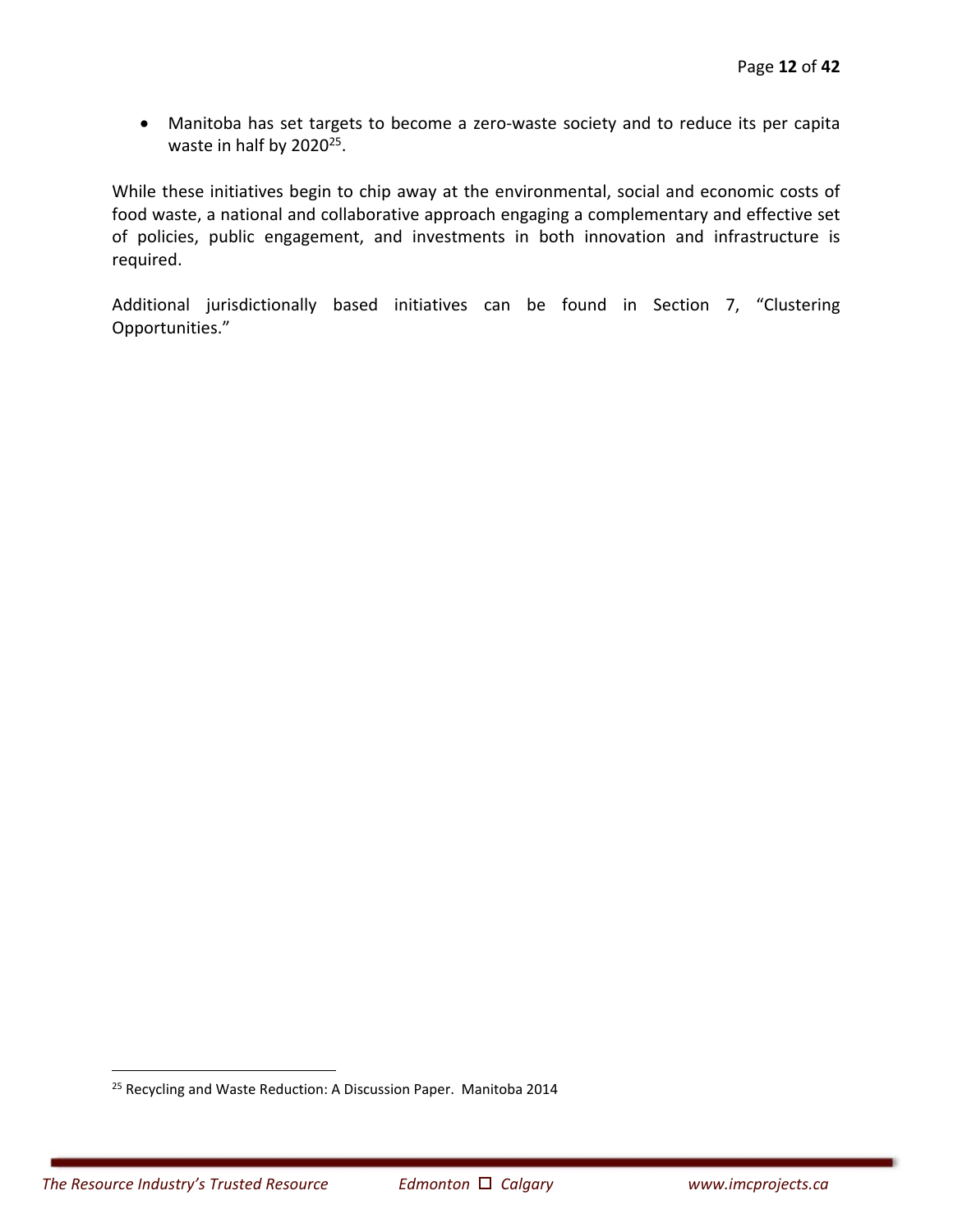- Manitoba has set targets to become a zero-waste society and to reduce its per capita waste in half by 2020[25].

While these initiatives begin to chip away at the environmental, social and economic costs of food waste, a national and collaborative approach engaging a complementary and effective set of policies, public engagement, and investments in both innovation and infrastructure is required.

Additional jurisdictionally based initiatives can be found in Section 7, "Clustering Opportunities."

[25] Recycling and Waste Reduction: A Discussion Paper. Manitoba 2014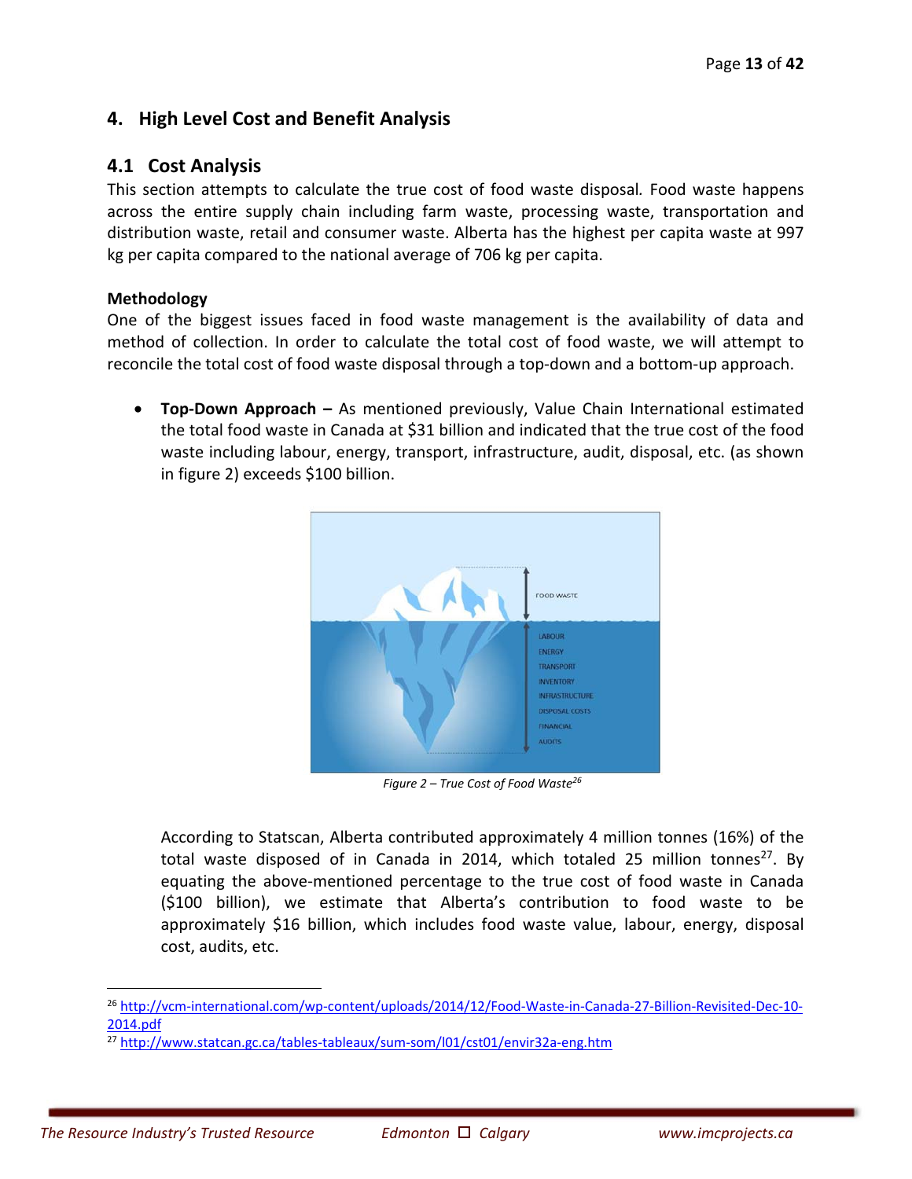## 4. High Level Cost and Benefit Analysis

### 4.1 Cost Analysis

This section attempts to calculate the true cost of food waste disposal. Food waste happens across the entire supply chain including farm waste, processing waste, transportation and distribution waste, retail and consumer waste. Alberta has the highest per capita waste at 997 kg per capita compared to the national average of 706 kg per capita.

**Methodology**

One of the biggest issues faced in food waste management is the availability of data and method of collection. In order to calculate the total cost of food waste, we will attempt to reconcile the total cost of food waste disposal through a top-down and a bottom-up approach.

- **Top-Down Approach –** As mentioned previously, Value Chain International estimated the total food waste in Canada at $31 billion and indicated that the true cost of the food waste including labour, energy, transport, infrastructure, audit, disposal, etc. (as shown in figure 2) exceeds $100 billion.

  *Figure 2 – True Cost of Food Waste*[26]

  According to Statscan, Alberta contributed approximately 4 million tonnes (16%) of the total waste disposed of in Canada in 2014, which totaled 25 million tonnes[27]. By equating the above-mentioned percentage to the true cost of food waste in Canada ($100 billion), we estimate that Alberta's contribution to food waste to be approximately $16 billion, which includes food waste value, labour, energy, disposal cost, audits, etc.

---

[26] http://vcm-international.com/wp-content/uploads/2014/12/Food-Waste-in-Canada-27-Billion-Revisited-Dec-10-2014.pdf

[27] http://www.statcan.gc.ca/tables-tableaux/sum-som/l01/cst01/envir32a-eng.htm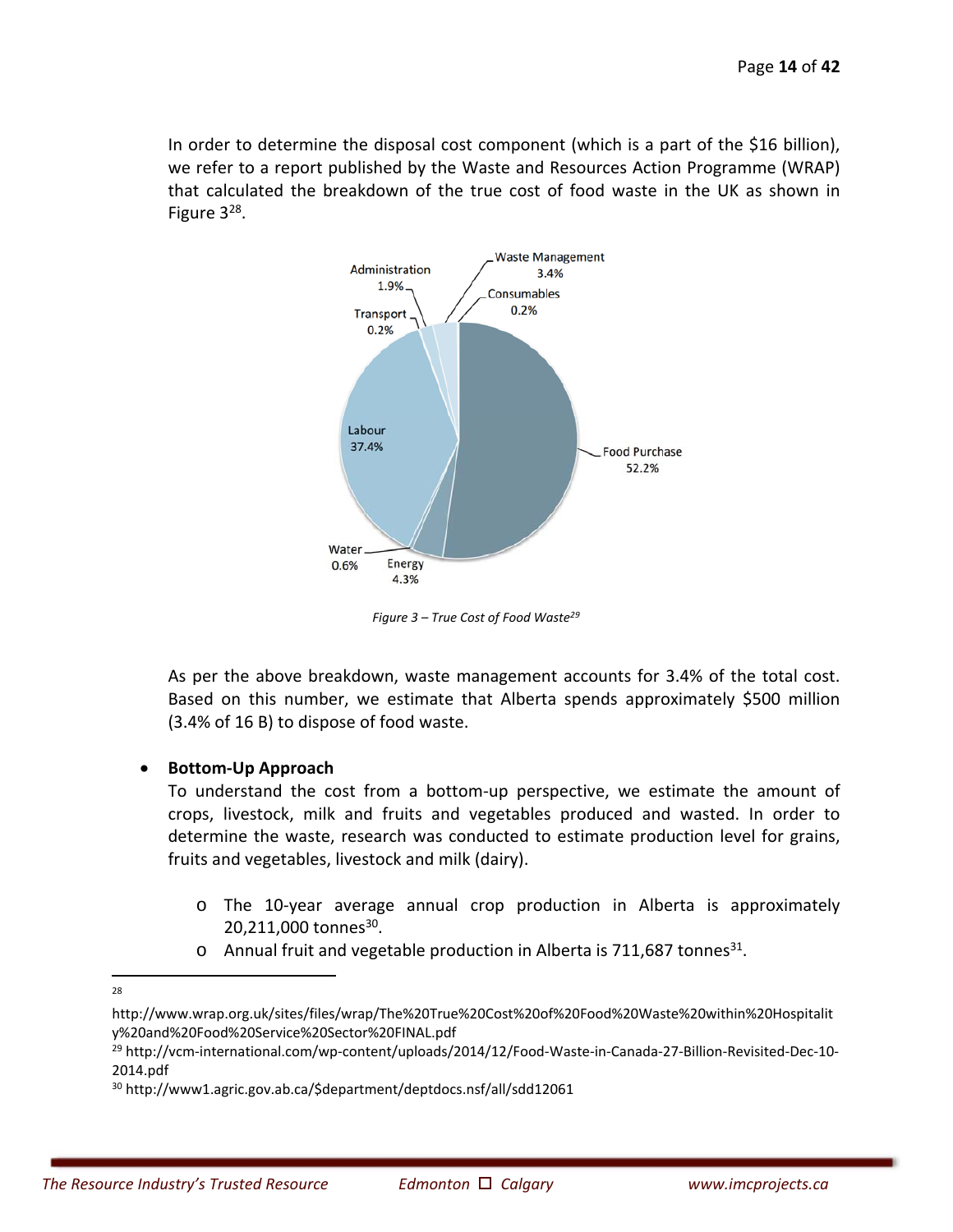In order to determine the disposal cost component (which is a part of the $16 billion), we refer to a report published by the Waste and Resources Action Programme (WRAP) that calculated the breakdown of the true cost of food waste in the UK as shown in Figure 3[28].

*Figure 3 – True Cost of Food Waste[29]*

As per the above breakdown, waste management accounts for 3.4% of the total cost. Based on this number, we estimate that Alberta spends approximately $500 million (3.4% of 16 B) to dispose of food waste.

- **Bottom-Up Approach**

  To understand the cost from a bottom-up perspective, we estimate the amount of crops, livestock, milk and fruits and vegetables produced and wasted. In order to determine the waste, research was conducted to estimate production level for grains, fruits and vegetables, livestock and milk (dairy).

  - The 10-year average annual crop production in Alberta is approximately 20,211,000 tonnes[30].
  - Annual fruit and vegetable production in Alberta is 711,687 tonnes[31].

---

[28] http://www.wrap.org.uk/sites/files/wrap/The%20True%20Cost%20of%20Food%20Waste%20within%20Hospitality%20and%20Food%20Service%20Sector%20FINAL.pdf

[29] http://vcm-international.com/wp-content/uploads/2014/12/Food-Waste-in-Canada-27-Billion-Revisited-Dec-10-2014.pdf

[30] http://www1.agric.gov.ab.ca/$department/deptdocs.nsf/all/sdd12061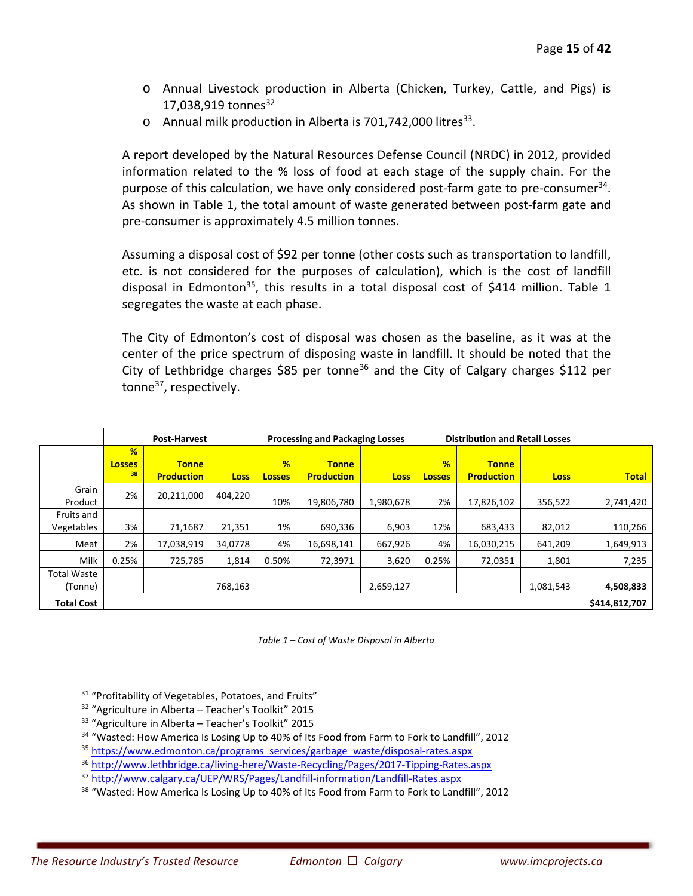- Annual Livestock production in Alberta (Chicken, Turkey, Cattle, and Pigs) is 17,038,919 tonnes[32]
- Annual milk production in Alberta is 701,742,000 litres[33].

A report developed by the Natural Resources Defense Council (NRDC) in 2012, provided information related to the % loss of food at each stage of the supply chain. For the purpose of this calculation, we have only considered post-farm gate to pre-consumer[34]. As shown in Table 1, the total amount of waste generated between post-farm gate and pre-consumer is approximately 4.5 million tonnes.

Assuming a disposal cost of $92 per tonne (other costs such as transportation to landfill, etc. is not considered for the purposes of calculation), which is the cost of landfill disposal in Edmonton[35], this results in a total disposal cost of $414 million. Table 1 segregates the waste at each phase.

The City of Edmonton's cost of disposal was chosen as the baseline, as it was at the center of the price spectrum of disposing waste in landfill. It should be noted that the City of Lethbridge charges $85 per tonne[36] and the City of Calgary charges $112 per tonne[37], respectively.

| | Post-Harvest | | | Processing and Packaging Losses | | | Distribution and Retail Losses | | | |
|---|---|---|---|---|---|---|---|---|---|---|
| | % Losses [38] | Tonne Production | Loss | % Losses | Tonne Production | Loss | % Losses | Tonne Production | Loss | Total |
| Grain Product | 2% | 20,211,000 | 404,220 | 10% | 19,806,780 | 1,980,678 | 2% | 17,826,102 | 356,522 | 2,741,420 |
| Fruits and Vegetables | 3% | 71,1687 | 21,351 | 1% | 690,336 | 6,903 | 12% | 683,433 | 82,012 | 110,266 |
| Meat | 2% | 17,038,919 | 34,0778 | 4% | 16,698,141 | 667,926 | 4% | 16,030,215 | 641,209 | 1,649,913 |
| Milk | 0.25% | 725,785 | 1,814 | 0.50% | 72,3971 | 3,620 | 0.25% | 72,0351 | 1,801 | 7,235 |
| Total Waste (Tonne) | | | 768,163 | | | 2,659,127 | | | 1,081,543 | **4,508,833** |
| **Total Cost** | | | | | | | | | | **$414,812,707** |

*Table 1 – Cost of Waste Disposal in Alberta*

---

[31] "Profitability of Vegetables, Potatoes, and Fruits"
[32] "Agriculture in Alberta – Teacher's Toolkit" 2015
[33] "Agriculture in Alberta – Teacher's Toolkit" 2015
[34] "Wasted: How America Is Losing Up to 40% of Its Food from Farm to Fork to Landfill", 2012
[35] https://www.edmonton.ca/programs_services/garbage_waste/disposal-rates.aspx
[36] http://www.lethbridge.ca/living-here/Waste-Recycling/Pages/2017-Tipping-Rates.aspx
[37] http://www.calgary.ca/UEP/WRS/Pages/Landfill-information/Landfill-Rates.aspx
[38] "Wasted: How America Is Losing Up to 40% of Its Food from Farm to Fork to Landfill", 2012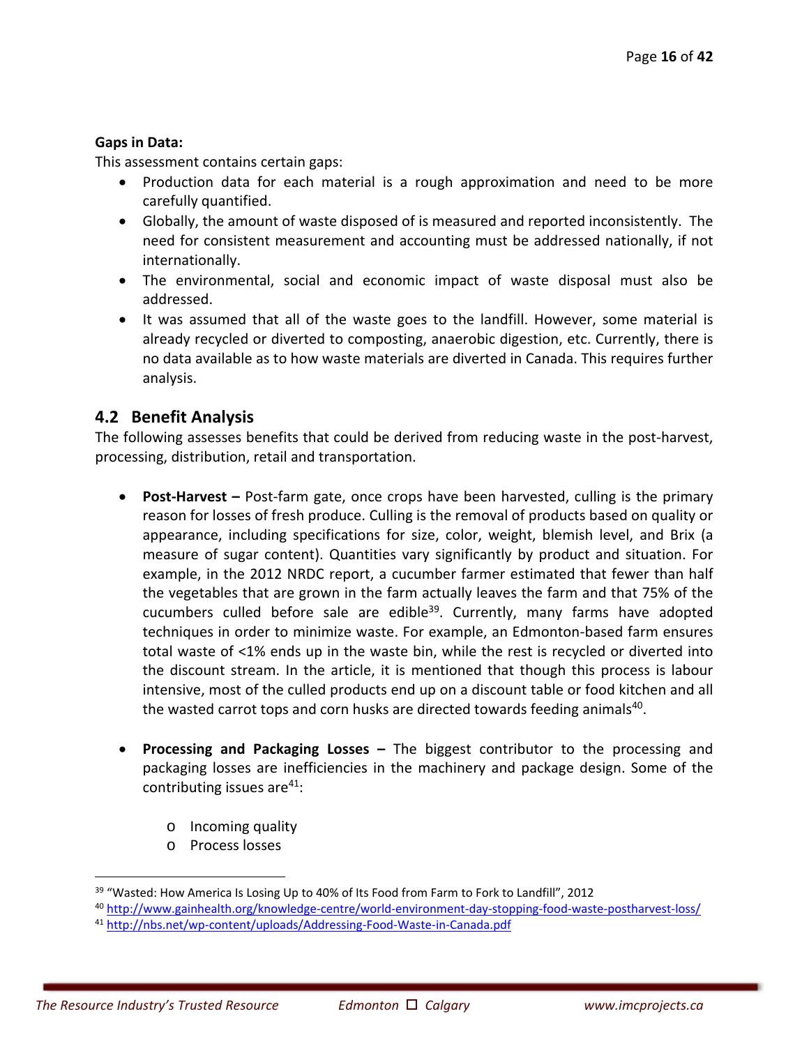**Gaps in Data:**

This assessment contains certain gaps:

- Production data for each material is a rough approximation and need to be more carefully quantified.
- Globally, the amount of waste disposed of is measured and reported inconsistently. The need for consistent measurement and accounting must be addressed nationally, if not internationally.
- The environmental, social and economic impact of waste disposal must also be addressed.
- It was assumed that all of the waste goes to the landfill. However, some material is already recycled or diverted to composting, anaerobic digestion, etc. Currently, there is no data available as to how waste materials are diverted in Canada. This requires further analysis.

## 4.2 Benefit Analysis

The following assesses benefits that could be derived from reducing waste in the post-harvest, processing, distribution, retail and transportation.

- **Post-Harvest –** Post-farm gate, once crops have been harvested, culling is the primary reason for losses of fresh produce. Culling is the removal of products based on quality or appearance, including specifications for size, color, weight, blemish level, and Brix (a measure of sugar content). Quantities vary significantly by product and situation. For example, in the 2012 NRDC report, a cucumber farmer estimated that fewer than half the vegetables that are grown in the farm actually leaves the farm and that 75% of the cucumbers culled before sale are edible[39]. Currently, many farms have adopted techniques in order to minimize waste. For example, an Edmonton-based farm ensures total waste of <1% ends up in the waste bin, while the rest is recycled or diverted into the discount stream. In the article, it is mentioned that though this process is labour intensive, most of the culled products end up on a discount table or food kitchen and all the wasted carrot tops and corn husks are directed towards feeding animals[40].

- **Processing and Packaging Losses –** The biggest contributor to the processing and packaging losses are inefficiencies in the machinery and package design. Some of the contributing issues are[41]:
  - Incoming quality
  - Process losses

---

[39] "Wasted: How America Is Losing Up to 40% of Its Food from Farm to Fork to Landfill", 2012

[40] http://www.gainhealth.org/knowledge-centre/world-environment-day-stopping-food-waste-postharvest-loss/

[41] http://nbs.net/wp-content/uploads/Addressing-Food-Waste-in-Canada.pdf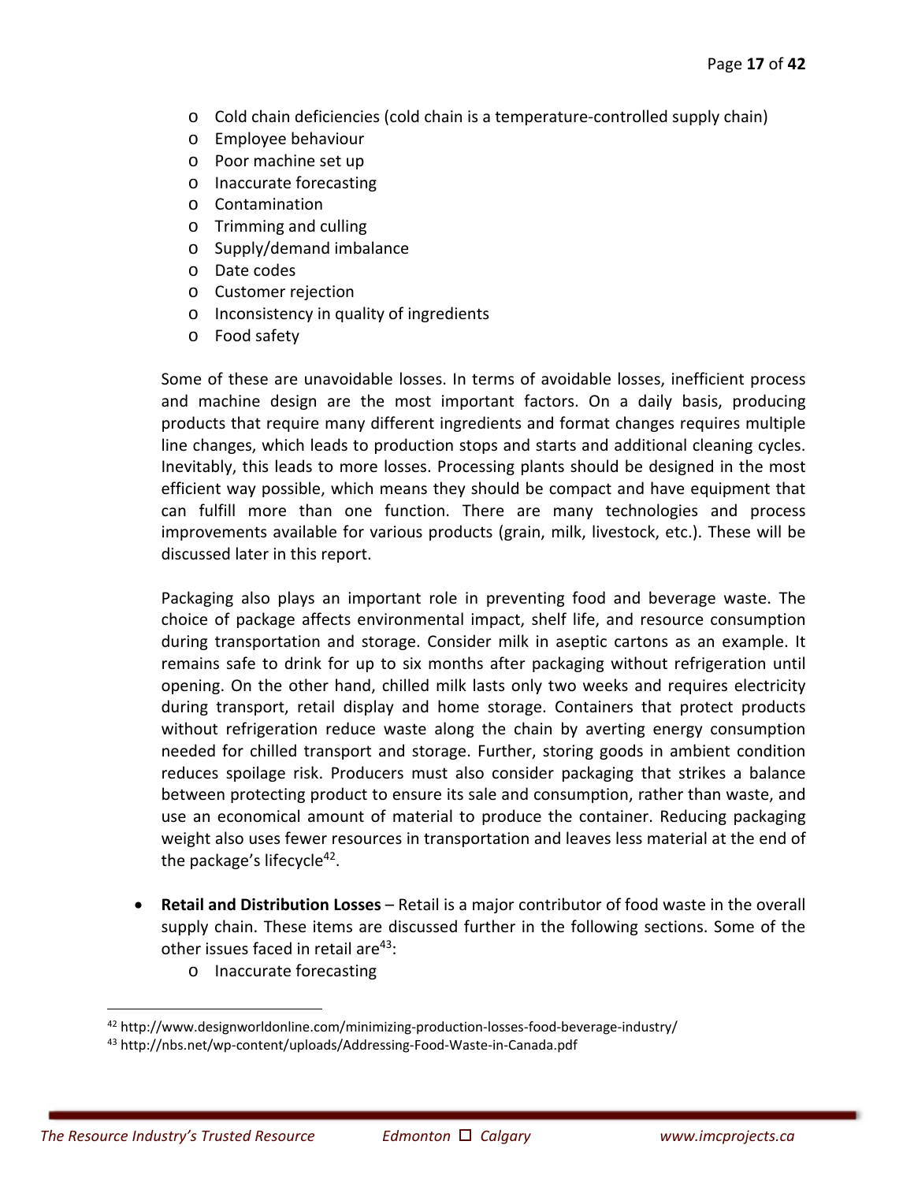- Cold chain deficiencies (cold chain is a temperature-controlled supply chain)
  - Employee behaviour
  - Poor machine set up
  - Inaccurate forecasting
  - Contamination
  - Trimming and culling
  - Supply/demand imbalance
  - Date codes
  - Customer rejection
  - Inconsistency in quality of ingredients
  - Food safety

  Some of these are unavoidable losses. In terms of avoidable losses, inefficient process and machine design are the most important factors. On a daily basis, producing products that require many different ingredients and format changes requires multiple line changes, which leads to production stops and starts and additional cleaning cycles. Inevitably, this leads to more losses. Processing plants should be designed in the most efficient way possible, which means they should be compact and have equipment that can fulfill more than one function. There are many technologies and process improvements available for various products (grain, milk, livestock, etc.). These will be discussed later in this report.

  Packaging also plays an important role in preventing food and beverage waste. The choice of package affects environmental impact, shelf life, and resource consumption during transportation and storage. Consider milk in aseptic cartons as an example. It remains safe to drink for up to six months after packaging without refrigeration until opening. On the other hand, chilled milk lasts only two weeks and requires electricity during transport, retail display and home storage. Containers that protect products without refrigeration reduce waste along the chain by averting energy consumption needed for chilled transport and storage. Further, storing goods in ambient condition reduces spoilage risk. Producers must also consider packaging that strikes a balance between protecting product to ensure its sale and consumption, rather than waste, and use an economical amount of material to produce the container. Reducing packaging weight also uses fewer resources in transportation and leaves less material at the end of the package's lifecycle[42].

- **Retail and Distribution Losses** – Retail is a major contributor of food waste in the overall supply chain. These items are discussed further in the following sections. Some of the other issues faced in retail are[43]:
  - Inaccurate forecasting

[42] http://www.designworldonline.com/minimizing-production-losses-food-beverage-industry/

[43] http://nbs.net/wp-content/uploads/Addressing-Food-Waste-in-Canada.pdf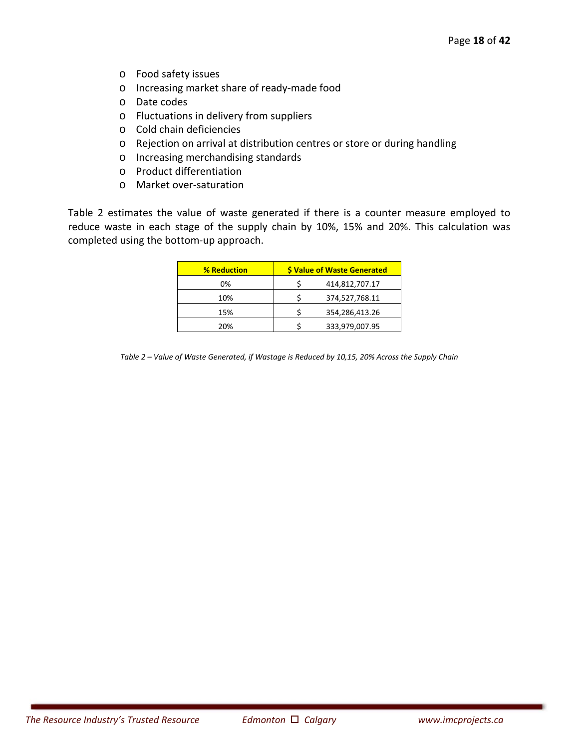- Food safety issues
- Increasing market share of ready-made food
- Date codes
- Fluctuations in delivery from suppliers
- Cold chain deficiencies
- Rejection on arrival at distribution centres or store or during handling
- Increasing merchandising standards
- Product differentiation
- Market over-saturation

Table 2 estimates the value of waste generated if there is a counter measure employed to reduce waste in each stage of the supply chain by 10%, 15% and 20%. This calculation was completed using the bottom-up approach.

| % Reduction | $ Value of Waste Generated |
|---|---|
| 0% | $ 414,812,707.17 |
| 10% | $ 374,527,768.11 |
| 15% | $ 354,286,413.26 |
| 20% | $ 333,979,007.95 |

*Table 2 – Value of Waste Generated, if Wastage is Reduced by 10,15, 20% Across the Supply Chain*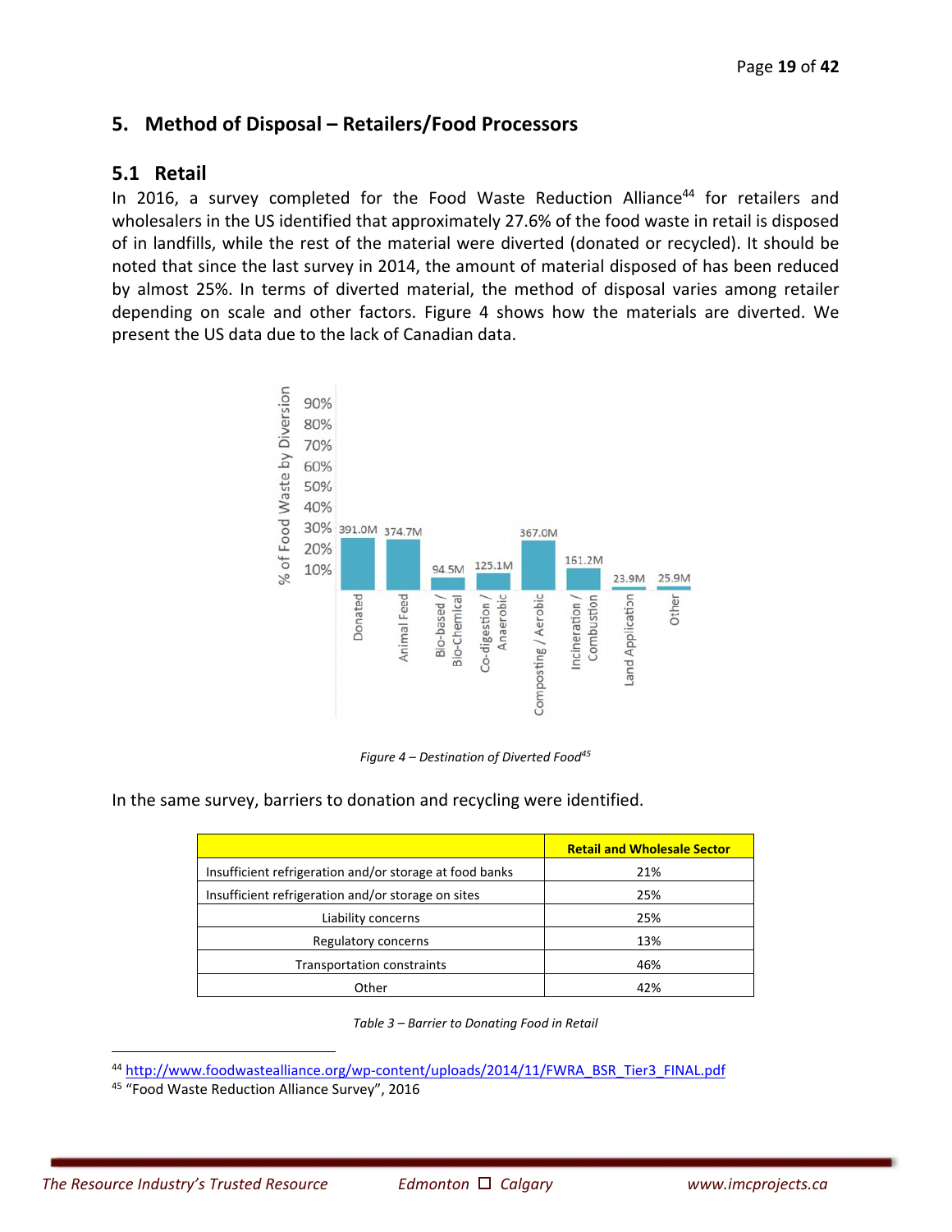## 5. Method of Disposal – Retailers/Food Processors

### 5.1 Retail

In 2016, a survey completed for the Food Waste Reduction Alliance[44] for retailers and wholesalers in the US identified that approximately 27.6% of the food waste in retail is disposed of in landfills, while the rest of the material were diverted (donated or recycled). It should be noted that since the last survey in 2014, the amount of material disposed of has been reduced by almost 25%. In terms of diverted material, the method of disposal varies among retailer depending on scale and other factors. Figure 4 shows how the materials are diverted. We present the US data due to the lack of Canadian data.

| Destination | % of Food Waste by Diversion (value label) |
|---|---|
| Donated | 391.0M |
| Animal Feed | 374.7M |
| Bio-based / Bio-Chemical | 94.5M |
| Co-digestion / Anaerobic | 125.1M |
| Composting / Aerobic | 367.0M |
| Incineration / Combustion | 161.2M |
| Land Application | 23.9M |
| Other | 25.9M |

*Figure 4 – Destination of Diverted Food[45]*

In the same survey, barriers to donation and recycling were identified.

| | Retail and Wholesale Sector |
|---|---|
| Insufficient refrigeration and/or storage at food banks | 21% |
| Insufficient refrigeration and/or storage on sites | 25% |
| Liability concerns | 25% |
| Regulatory concerns | 13% |
| Transportation constraints | 46% |
| Other | 42% |

*Table 3 – Barrier to Donating Food in Retail*

[44] http://www.foodwastealliance.org/wp-content/uploads/2014/11/FWRA_BSR_Tier3_FINAL.pdf

[45] "Food Waste Reduction Alliance Survey", 2016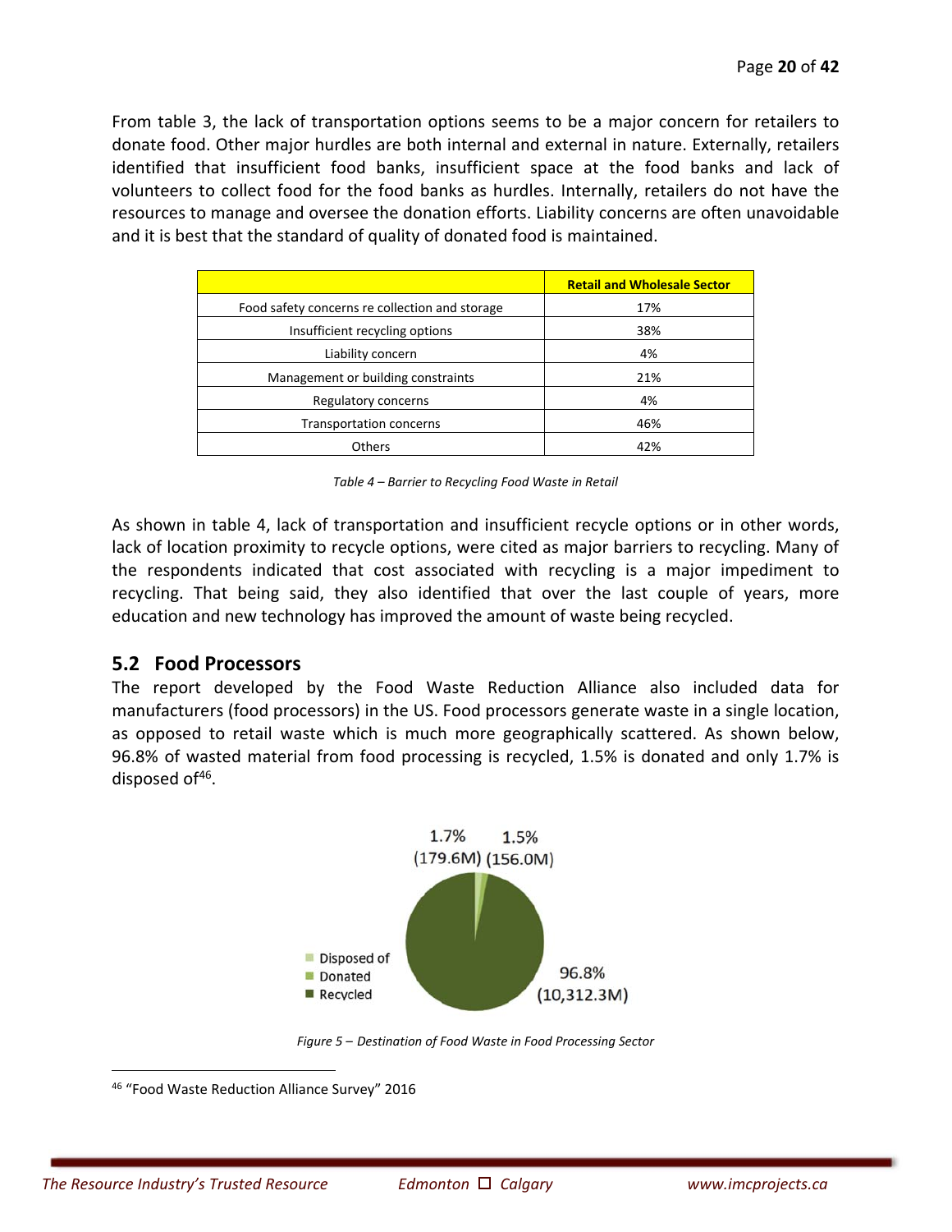From table 3, the lack of transportation options seems to be a major concern for retailers to donate food. Other major hurdles are both internal and external in nature. Externally, retailers identified that insufficient food banks, insufficient space at the food banks and lack of volunteers to collect food for the food banks as hurdles. Internally, retailers do not have the resources to manage and oversee the donation efforts. Liability concerns are often unavoidable and it is best that the standard of quality of donated food is maintained.

| | Retail and Wholesale Sector |
|---|---|
| Food safety concerns re collection and storage | 17% |
| Insufficient recycling options | 38% |
| Liability concern | 4% |
| Management or building constraints | 21% |
| Regulatory concerns | 4% |
| Transportation concerns | 46% |
| Others | 42% |

*Table 4 – Barrier to Recycling Food Waste in Retail*

As shown in table 4, lack of transportation and insufficient recycle options or in other words, lack of location proximity to recycle options, were cited as major barriers to recycling. Many of the respondents indicated that cost associated with recycling is a major impediment to recycling. That being said, they also identified that over the last couple of years, more education and new technology has improved the amount of waste being recycled.

## 5.2 Food Processors

The report developed by the Food Waste Reduction Alliance also included data for manufacturers (food processors) in the US. Food processors generate waste in a single location, as opposed to retail waste which is much more geographically scattered. As shown below, 96.8% of wasted material from food processing is recycled, 1.5% is donated and only 1.7% is disposed of[46].

1.7% (179.6M) 1.5% (156.0M)

Disposed of
Donated
Recycled

96.8% (10,312.3M)

*Figure 5 – Destination of Food Waste in Food Processing Sector*

[46] "Food Waste Reduction Alliance Survey" 2016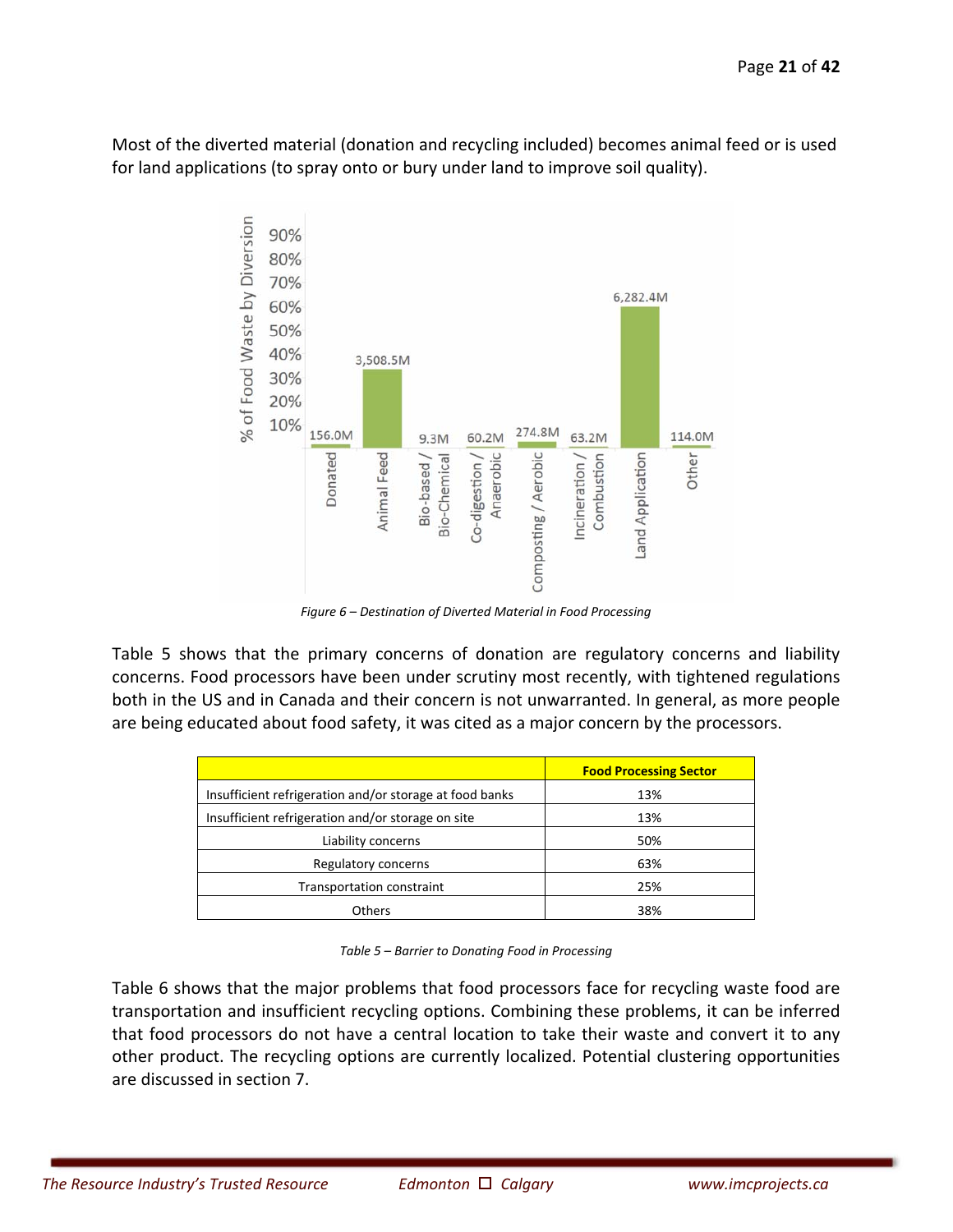Most of the diverted material (donation and recycling included) becomes animal feed or is used for land applications (to spray onto or bury under land to improve soil quality).

*Figure 6 – Destination of Diverted Material in Food Processing*

Table 5 shows that the primary concerns of donation are regulatory concerns and liability concerns. Food processors have been under scrutiny most recently, with tightened regulations both in the US and in Canada and their concern is not unwarranted. In general, as more people are being educated about food safety, it was cited as a major concern by the processors.

| | Food Processing Sector |
|---|---|
| Insufficient refrigeration and/or storage at food banks | 13% |
| Insufficient refrigeration and/or storage on site | 13% |
| Liability concerns | 50% |
| Regulatory concerns | 63% |
| Transportation constraint | 25% |
| Others | 38% |

*Table 5 – Barrier to Donating Food in Processing*

Table 6 shows that the major problems that food processors face for recycling waste food are transportation and insufficient recycling options. Combining these problems, it can be inferred that food processors do not have a central location to take their waste and convert it to any other product. The recycling options are currently localized. Potential clustering opportunities are discussed in section 7.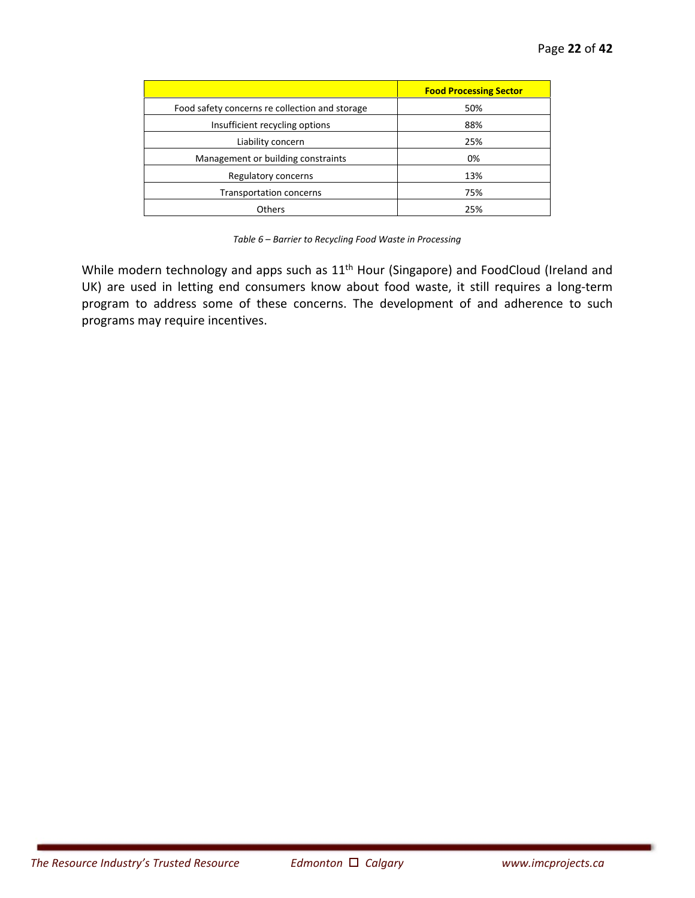| | Food Processing Sector |
|---|---|
| Food safety concerns re collection and storage | 50% |
| Insufficient recycling options | 88% |
| Liability concern | 25% |
| Management or building constraints | 0% |
| Regulatory concerns | 13% |
| Transportation concerns | 75% |
| Others | 25% |

*Table 6 – Barrier to Recycling Food Waste in Processing*

While modern technology and apps such as 11th Hour (Singapore) and FoodCloud (Ireland and UK) are used in letting end consumers know about food waste, it still requires a long-term program to address some of these concerns. The development of and adherence to such programs may require incentives.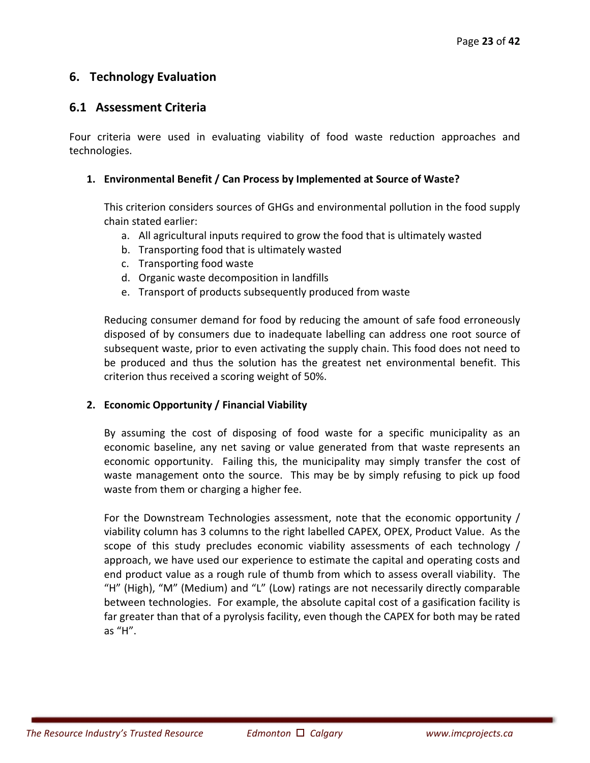## 6. Technology Evaluation

### 6.1 Assessment Criteria

Four criteria were used in evaluating viability of food waste reduction approaches and technologies.

1. **Environmental Benefit / Can Process by Implemented at Source of Waste?**

   This criterion considers sources of GHGs and environmental pollution in the food supply chain stated earlier:

   a. All agricultural inputs required to grow the food that is ultimately wasted
   b. Transporting food that is ultimately wasted
   c. Transporting food waste
   d. Organic waste decomposition in landfills
   e. Transport of products subsequently produced from waste

   Reducing consumer demand for food by reducing the amount of safe food erroneously disposed of by consumers due to inadequate labelling can address one root source of subsequent waste, prior to even activating the supply chain. This food does not need to be produced and thus the solution has the greatest net environmental benefit. This criterion thus received a scoring weight of 50%.

2. **Economic Opportunity / Financial Viability**

   By assuming the cost of disposing of food waste for a specific municipality as an economic baseline, any net saving or value generated from that waste represents an economic opportunity. Failing this, the municipality may simply transfer the cost of waste management onto the source. This may be by simply refusing to pick up food waste from them or charging a higher fee.

   For the Downstream Technologies assessment, note that the economic opportunity / viability column has 3 columns to the right labelled CAPEX, OPEX, Product Value. As the scope of this study precludes economic viability assessments of each technology / approach, we have used our experience to estimate the capital and operating costs and end product value as a rough rule of thumb from which to assess overall viability. The "H" (High), "M" (Medium) and "L" (Low) ratings are not necessarily directly comparable between technologies. For example, the absolute capital cost of a gasification facility is far greater than that of a pyrolysis facility, even though the CAPEX for both may be rated as "H".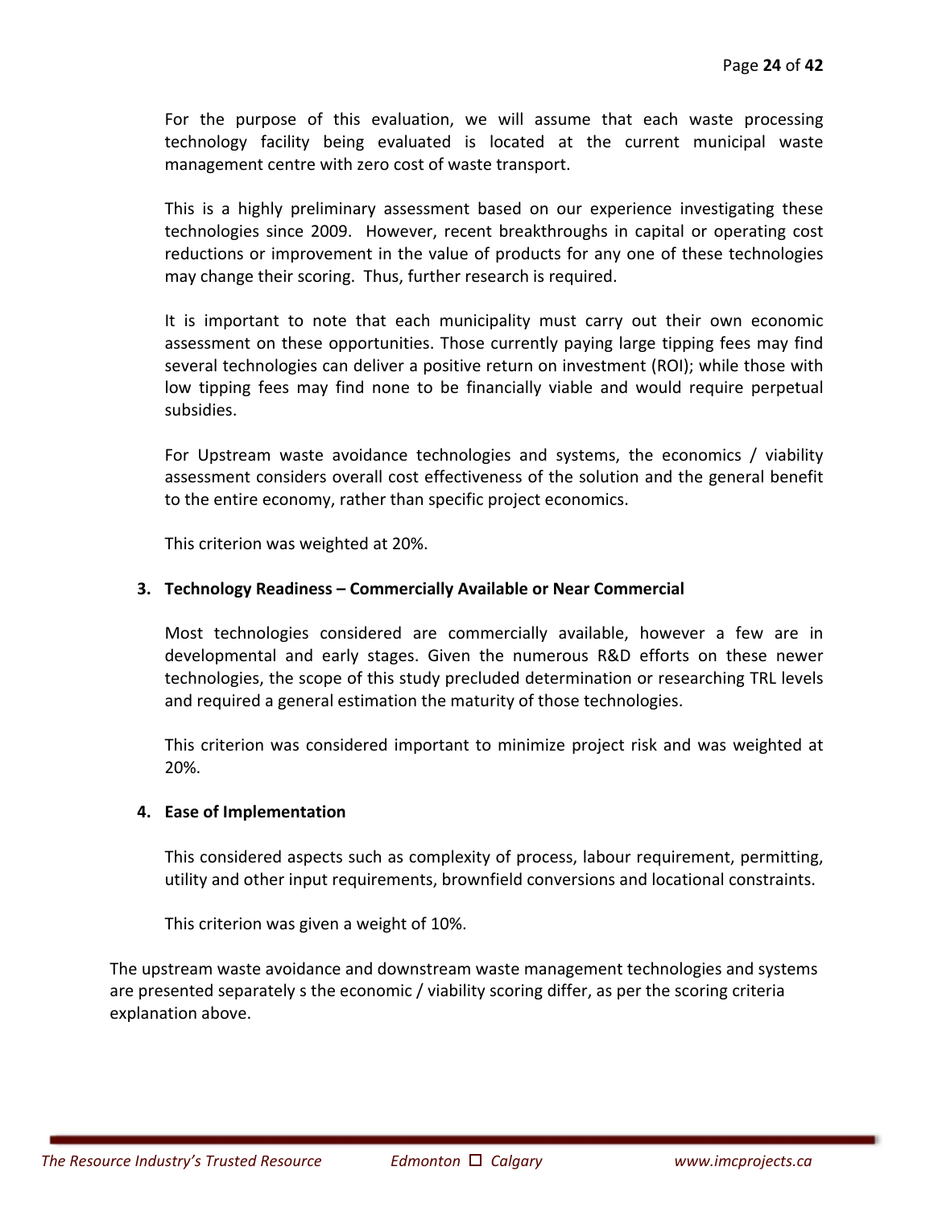For the purpose of this evaluation, we will assume that each waste processing technology facility being evaluated is located at the current municipal waste management centre with zero cost of waste transport.

This is a highly preliminary assessment based on our experience investigating these technologies since 2009. However, recent breakthroughs in capital or operating cost reductions or improvement in the value of products for any one of these technologies may change their scoring. Thus, further research is required.

It is important to note that each municipality must carry out their own economic assessment on these opportunities. Those currently paying large tipping fees may find several technologies can deliver a positive return on investment (ROI); while those with low tipping fees may find none to be financially viable and would require perpetual subsidies.

For Upstream waste avoidance technologies and systems, the economics / viability assessment considers overall cost effectiveness of the solution and the general benefit to the entire economy, rather than specific project economics.

This criterion was weighted at 20%.

3. **Technology Readiness – Commercially Available or Near Commercial**

   Most technologies considered are commercially available, however a few are in developmental and early stages. Given the numerous R&D efforts on these newer technologies, the scope of this study precluded determination or researching TRL levels and required a general estimation the maturity of those technologies.

   This criterion was considered important to minimize project risk and was weighted at 20%.

4. **Ease of Implementation**

   This considered aspects such as complexity of process, labour requirement, permitting, utility and other input requirements, brownfield conversions and locational constraints.

   This criterion was given a weight of 10%.

The upstream waste avoidance and downstream waste management technologies and systems are presented separately s the economic / viability scoring differ, as per the scoring criteria explanation above.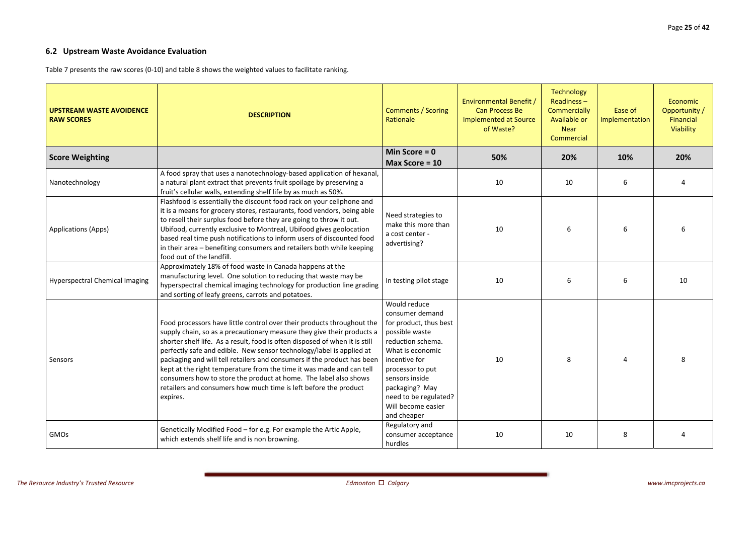### 6.2 Upstream Waste Avoidance Evaluation

Table 7 presents the raw scores (0-10) and table 8 shows the weighted values to facilitate ranking.

| UPSTREAM WASTE AVOIDENCE RAW SCORES | DESCRIPTION | Comments / Scoring Rationale | Environmental Benefit / Can Process Be Implemented at Source of Waste? | Technology Readiness – Commercially Available or Near Commercial | Ease of Implementation | Economic Opportunity / Financial Viability |
|---|---|---|---|---|---|---|
| **Score Weighting** | | **Min Score = 0** **Max Score = 10** | **50%** | **20%** | **10%** | **20%** |
| Nanotechnology | A food spray that uses a nanotechnology-based application of hexanal, a natural plant extract that prevents fruit spoilage by preserving a fruit's cellular walls, extending shelf life by as much as 50%. | | 10 | 10 | 6 | 4 |
| Applications (Apps) | Flashfood is essentially the discount food rack on your cellphone and it is a means for grocery stores, restaurants, food vendors, being able to resell their surplus food before they are going to throw it out. Ubifood, currently exclusive to Montreal, Ubifood gives geolocation based real time push notifications to inform users of discounted food in their area – benefiting consumers and retailers both while keeping food out of the landfill. | Need strategies to make this more than a cost center - advertising? | 10 | 6 | 6 | 6 |
| Hyperspectral Chemical Imaging | Approximately 18% of food waste in Canada happens at the manufacturing level. One solution to reducing that waste may be hyperspectral chemical imaging technology for production line grading and sorting of leafy greens, carrots and potatoes. | In testing pilot stage | 10 | 6 | 6 | 10 |
| Sensors | Food processors have little control over their products throughout the supply chain, so as a precautionary measure they give their products a shorter shelf life. As a result, food is often disposed of when it is still perfectly safe and edible. New sensor technology/label is applied at packaging and will tell retailers and consumers if the product has been kept at the right temperature from the time it was made and can tell consumers how to store the product at home. The label also shows retailers and consumers how much time is left before the product expires. | Would reduce consumer demand for product, thus best possible waste reduction schema. What is economic incentive for processor to put sensors inside packaging? May need to be regulated? Will become easier and cheaper | 10 | 8 | 4 | 8 |
| GMOs | Genetically Modified Food – for e.g. For example the Artic Apple, which extends shelf life and is non browning. | Regulatory and consumer acceptance hurdles | 10 | 10 | 8 | 4 |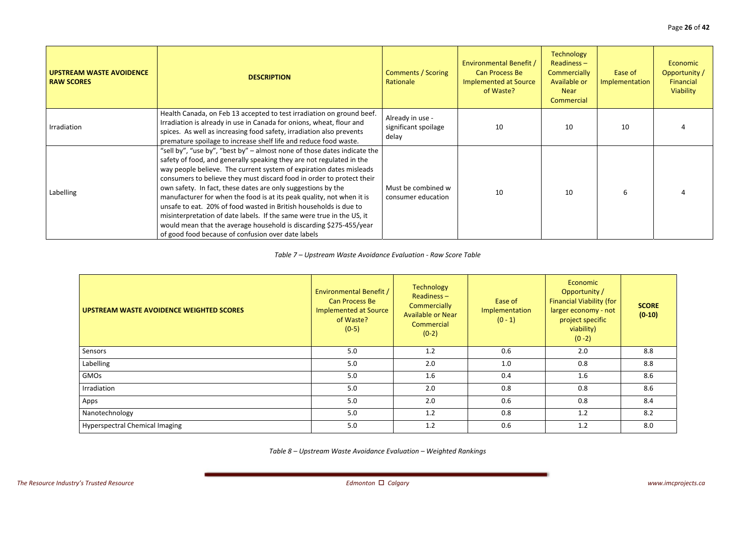| UPSTREAM WASTE AVOIDENCE RAW SCORES | DESCRIPTION | Comments / Scoring Rationale | Environmental Benefit / Can Process Be Implemented at Source of Waste? | Technology Readiness – Commercially Available or Near Commercial | Ease of Implementation | Economic Opportunity / Financial Viability |
|---|---|---|---|---|---|---|
| Irradiation | Health Canada, on Feb 13 accepted to test irradiation on ground beef. Irradiation is already in use in Canada for onions, wheat, flour and spices. As well as increasing food safety, irradiation also prevents premature spoilage to increase shelf life and reduce food waste. | Already in use - significant spoilage delay | 10 | 10 | 10 | 4 |
| Labelling | "sell by", "use by", "best by" – almost none of those dates indicate the safety of food, and generally speaking they are not regulated in the way people believe. The current system of expiration dates misleads consumers to believe they must discard food in order to protect their own safety. In fact, these dates are only suggestions by the manufacturer for when the food is at its peak quality, not when it is unsafe to eat. 20% of food wasted in British households is due to misinterpretation of date labels. If the same were true in the US, it would mean that the average household is discarding $275-455/year of good food because of confusion over date labels | Must be combined w consumer education | 10 | 10 | 6 | 4 |

*Table 7 – Upstream Waste Avoidance Evaluation - Raw Score Table*

| UPSTREAM WASTE AVOIDENCE WEIGHTED SCORES | Environmental Benefit / Can Process Be Implemented at Source of Waste? (0-5) | Technology Readiness – Commercially Available or Near Commercial (0-2) | Ease of Implementation (0 - 1) | Economic Opportunity / Financial Viability (for larger economy - not project specific viability) (0 -2) | SCORE (0-10) |
|---|---|---|---|---|---|
| Sensors | 5.0 | 1.2 | 0.6 | 2.0 | 8.8 |
| Labelling | 5.0 | 2.0 | 1.0 | 0.8 | 8.8 |
| GMOs | 5.0 | 1.6 | 0.4 | 1.6 | 8.6 |
| Irradiation | 5.0 | 2.0 | 0.8 | 0.8 | 8.6 |
| Apps | 5.0 | 2.0 | 0.6 | 0.8 | 8.4 |
| Nanotechnology | 5.0 | 1.2 | 0.8 | 1.2 | 8.2 |
| Hyperspectral Chemical Imaging | 5.0 | 1.2 | 0.6 | 1.2 | 8.0 |

*Table 8 – Upstream Waste Avoidance Evaluation – Weighted Rankings*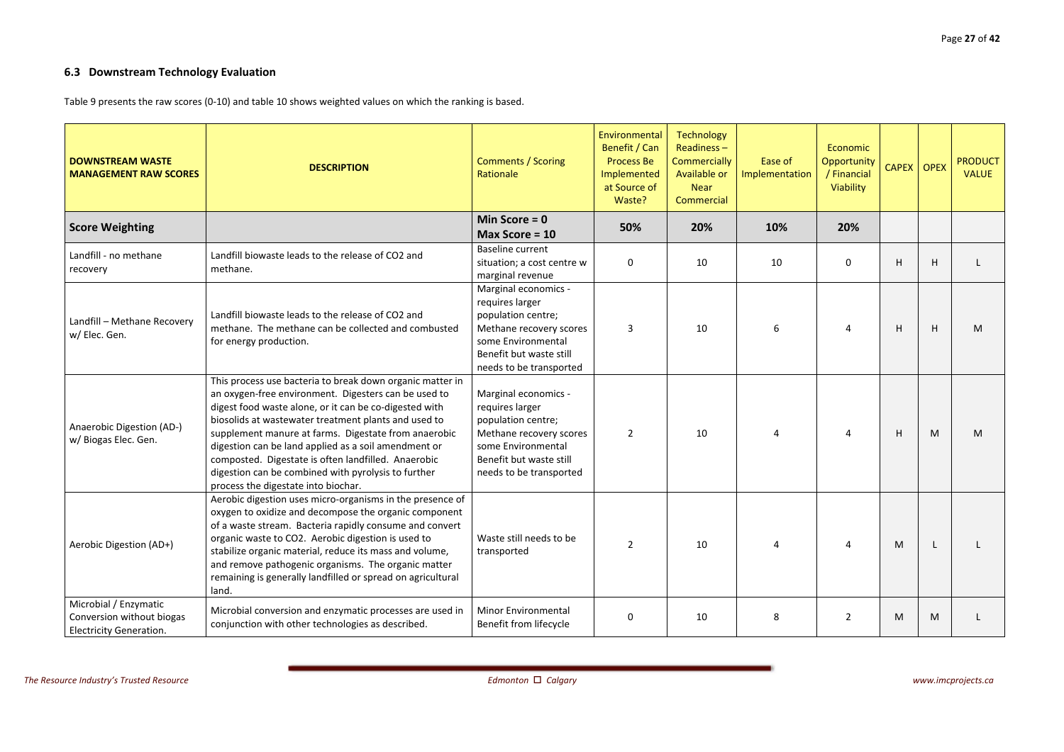### 6.3 Downstream Technology Evaluation

Table 9 presents the raw scores (0-10) and table 10 shows weighted values on which the ranking is based.

| DOWNSTREAM WASTE MANAGEMENT RAW SCORES | DESCRIPTION | Comments / Scoring Rationale | Environmental Benefit / Can Process Be Implemented at Source of Waste? | Technology Readiness – Commercially Available or Near Commercial | Ease of Implementation | Economic Opportunity / Financial Viability | CAPEX | OPEX | PRODUCT VALUE |
|---|---|---|---|---|---|---|---|---|---|
| **Score Weighting** | | **Min Score = 0** **Max Score = 10** | **50%** | **20%** | **10%** | **20%** | | | |
| Landfill - no methane recovery | Landfill biowaste leads to the release of CO2 and methane. | Baseline current situation; a cost centre w marginal revenue | 0 | 10 | 10 | 0 | H | H | L |
| Landfill – Methane Recovery w/ Elec. Gen. | Landfill biowaste leads to the release of CO2 and methane. The methane can be collected and combusted for energy production. | Marginal economics - requires larger population centre; Methane recovery scores some Environmental Benefit but waste still needs to be transported | 3 | 10 | 6 | 4 | H | H | M |
| Anaerobic Digestion (AD-) w/ Biogas Elec. Gen. | This process use bacteria to break down organic matter in an oxygen-free environment. Digesters can be used to digest food waste alone, or it can be co-digested with biosolids at wastewater treatment plants and used to supplement manure at farms. Digestate from anaerobic digestion can be land applied as a soil amendment or composted. Digestate is often landfilled. Anaerobic digestion can be combined with pyrolysis to further process the digestate into biochar. | Marginal economics - requires larger population centre; Methane recovery scores some Environmental Benefit but waste still needs to be transported | 2 | 10 | 4 | 4 | H | M | M |
| Aerobic Digestion (AD+) | Aerobic digestion uses micro-organisms in the presence of oxygen to oxidize and decompose the organic component of a waste stream. Bacteria rapidly consume and convert organic waste to CO2. Aerobic digestion is used to stabilize organic material, reduce its mass and volume, and remove pathogenic organisms. The organic matter remaining is generally landfilled or spread on agricultural land. | Waste still needs to be transported | 2 | 10 | 4 | 4 | M | L | L |
| Microbial / Enzymatic Conversion without biogas Electricity Generation. | Microbial conversion and enzymatic processes are used in conjunction with other technologies as described. | Minor Environmental Benefit from lifecycle | 0 | 10 | 8 | 2 | M | M | L |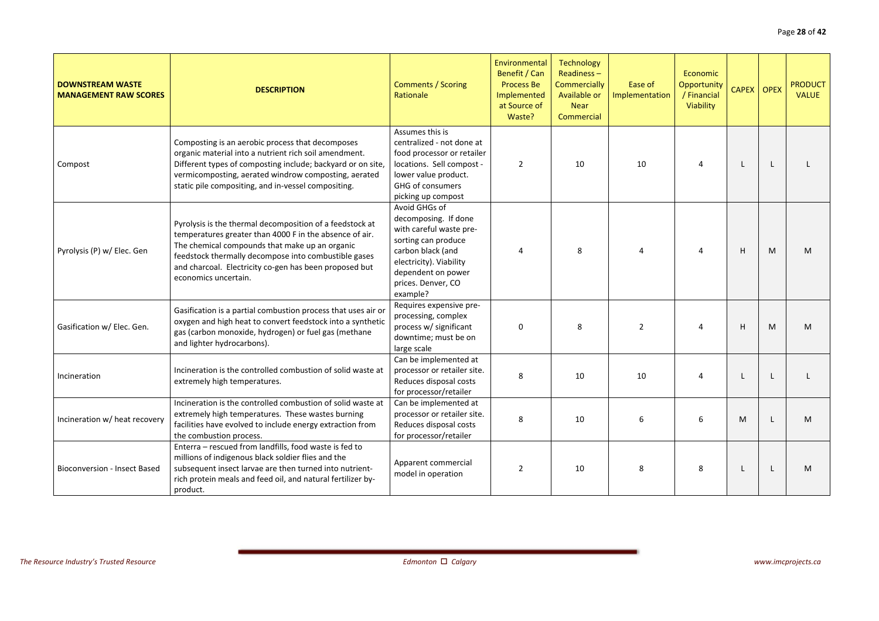| DOWNSTREAM WASTE MANAGEMENT RAW SCORES | DESCRIPTION | Comments / Scoring Rationale | Environmental Benefit / Can Process Be Implemented at Source of Waste? | Technology Readiness – Commercially Available or Near Commercial | Ease of Implementation | Economic Opportunity / Financial Viability | CAPEX | OPEX | PRODUCT VALUE |
|---|---|---|---|---|---|---|---|---|---|
| Compost | Composting is an aerobic process that decomposes organic material into a nutrient rich soil amendment. Different types of composting include; backyard or on site, vermicomposting, aerated windrow composting, aerated static pile compositing, and in-vessel compositing. | Assumes this is centralized - not done at food processor or retailer locations. Sell compost - lower value product. GHG of consumers picking up compost | 2 | 10 | 10 | 4 | L | L | L |
| Pyrolysis (P) w/ Elec. Gen | Pyrolysis is the thermal decomposition of a feedstock at temperatures greater than 4000 F in the absence of air. The chemical compounds that make up an organic feedstock thermally decompose into combustible gases and charcoal. Electricity co-gen has been proposed but economics uncertain. | Avoid GHGs of decomposing. If done with careful waste pre-sorting can produce carbon black (and electricity). Viability dependent on power prices. Denver, CO example? | 4 | 8 | 4 | 4 | H | M | M |
| Gasification w/ Elec. Gen. | Gasification is a partial combustion process that uses air or oxygen and high heat to convert feedstock into a synthetic gas (carbon monoxide, hydrogen) or fuel gas (methane and lighter hydrocarbons). | Requires expensive pre-processing, complex process w/ significant downtime; must be on large scale | 0 | 8 | 2 | 4 | H | M | M |
| Incineration | Incineration is the controlled combustion of solid waste at extremely high temperatures. | Can be implemented at processor or retailer site. Reduces disposal costs for processor/retailer | 8 | 10 | 10 | 4 | L | L | L |
| Incineration w/ heat recovery | Incineration is the controlled combustion of solid waste at extremely high temperatures. These wastes burning facilities have evolved to include energy extraction from the combustion process. | Can be implemented at processor or retailer site. Reduces disposal costs for processor/retailer | 8 | 10 | 6 | 6 | M | L | M |
| Bioconversion - Insect Based | Enterra – rescued from landfills, food waste is fed to millions of indigenous black soldier flies and the subsequent insect larvae are then turned into nutrient-rich protein meals and feed oil, and natural fertilizer by-product. | Apparent commercial model in operation | 2 | 10 | 8 | 8 | L | L | M |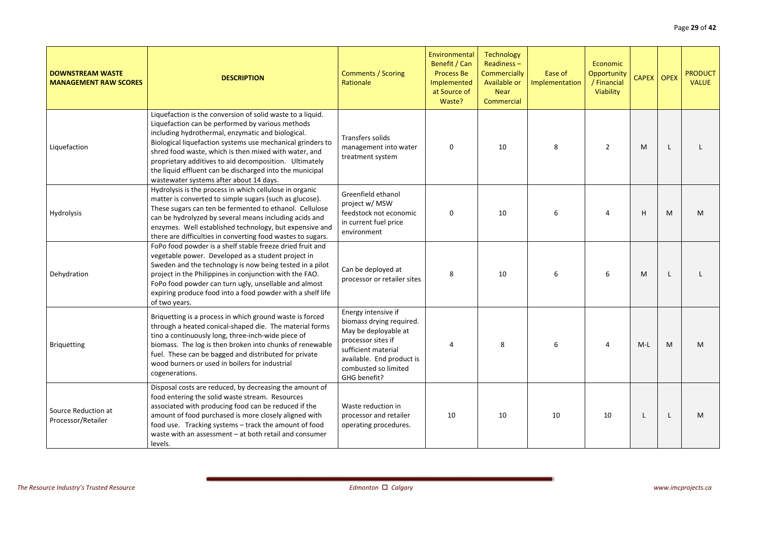| DOWNSTREAM WASTE MANAGEMENT RAW SCORES | DESCRIPTION | Comments / Scoring Rationale | Environmental Benefit / Can Process Be Implemented at Source of Waste? | Technology Readiness – Commercially Available or Near Commercial | Ease of Implementation | Economic Opportunity / Financial Viability | CAPEX | OPEX | PRODUCT VALUE |
|---|---|---|---|---|---|---|---|---|---|
| Liquefaction | Liquefaction is the conversion of solid waste to a liquid. Liquefaction can be performed by various methods including hydrothermal, enzymatic and biological. Biological liquefaction systems use mechanical grinders to shred food waste, which is then mixed with water, and proprietary additives to aid decomposition. Ultimately the liquid effluent can be discharged into the municipal wastewater systems after about 14 days. | Transfers solids management into water treatment system | 0 | 10 | 8 | 2 | M | L | L |
| Hydrolysis | Hydrolysis is the process in which cellulose in organic matter is converted to simple sugars (such as glucose). These sugars can ten be fermented to ethanol. Cellulose can be hydrolyzed by several means including acids and enzymes. Well established technology, but expensive and there are difficulties in converting food wastes to sugars. | Greenfield ethanol project w/ MSW feedstock not economic in current fuel price environment | 0 | 10 | 6 | 4 | H | M | M |
| Dehydration | FoPo food powder is a shelf stable freeze dried fruit and vegetable power. Developed as a student project in Sweden and the technology is now being tested in a pilot project in the Philippines in conjunction with the FAO. FoPo food powder can turn ugly, unsellable and almost expiring produce food into a food powder with a shelf life of two years. | Can be deployed at processor or retailer sites | 8 | 10 | 6 | 6 | M | L | L |
| Briquetting | Briquetting is a process in which ground waste is forced through a heated conical-shaped die. The material forms tino a continuously long, three-inch-wide piece of biomass. The log is then broken into chunks of renewable fuel. These can be bagged and distributed for private wood burners or used in boilers for industrial cogenerations. | Energy intensive if biomass drying required. May be deployable at processor sites if sufficient material available. End product is combusted so limited GHG benefit? | 4 | 8 | 6 | 4 | M-L | M | M |
| Source Reduction at Processor/Retailer | Disposal costs are reduced, by decreasing the amount of food entering the solid waste stream. Resources associated with producing food can be reduced if the amount of food purchased is more closely aligned with food use. Tracking systems – track the amount of food waste with an assessment – at both retail and consumer levels. | Waste reduction in processor and retailer operating procedures. | 10 | 10 | 10 | 10 | L | L | M |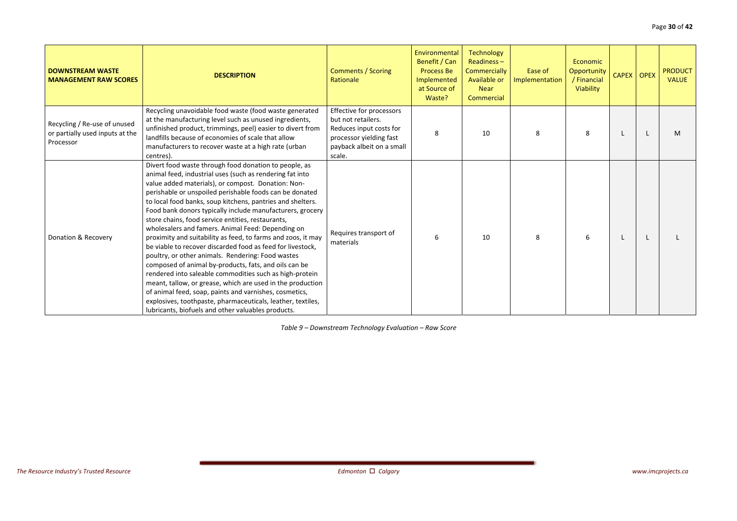| DOWNSTREAM WASTE MANAGEMENT RAW SCORES | DESCRIPTION | Comments / Scoring Rationale | Environmental Benefit / Can Process Be Implemented at Source of Waste? | Technology Readiness – Commercially Available or Near Commercial | Ease of Implementation | Economic Opportunity / Financial Viability | CAPEX | OPEX | PRODUCT VALUE |
|---|---|---|---|---|---|---|---|---|---|
| Recycling / Re-use of unused or partially used inputs at the Processor | Recycling unavoidable food waste (food waste generated at the manufacturing level such as unused ingredients, unfinished product, trimmings, peel) easier to divert from landfills because of economies of scale that allow manufacturers to recover waste at a high rate (urban centres). | Effective for processors but not retailers. Reduces input costs for processor yielding fast payback albeit on a small scale. | 8 | 10 | 8 | 8 | L | L | M |
| Donation & Recovery | Divert food waste through food donation to people, as animal feed, industrial uses (such as rendering fat into value added materials), or compost. Donation: Non-perishable or unspoiled perishable foods can be donated to local food banks, soup kitchens, pantries and shelters. Food bank donors typically include manufacturers, grocery store chains, food service entities, restaurants, wholesalers and famers. Animal Feed: Depending on proximity and suitability as feed, to farms and zoos, it may be viable to recover discarded food as feed for livestock, poultry, or other animals. Rendering: Food wastes composed of animal by-products, fats, and oils can be rendered into saleable commodities such as high-protein meant, tallow, or grease, which are used in the production of animal feed, soap, paints and varnishes, cosmetics, explosives, toothpaste, pharmaceuticals, leather, textiles, lubricants, biofuels and other valuables products. | Requires transport of materials | 6 | 10 | 8 | 6 | L | L | L |

*Table 9 – Downstream Technology Evaluation – Raw Score*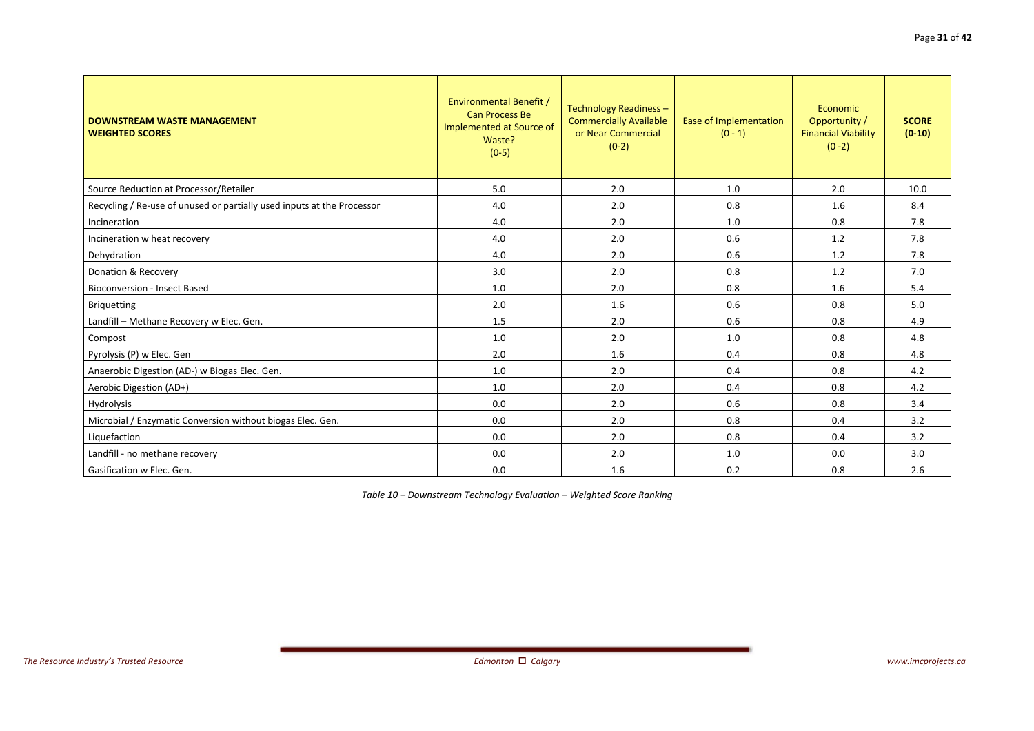| **DOWNSTREAM WASTE MANAGEMENT WEIGHTED SCORES** | Environmental Benefit / Can Process Be Implemented at Source of Waste? (0-5) | Technology Readiness – Commercially Available or Near Commercial (0-2) | Ease of Implementation (0 - 1) | Economic Opportunity / Financial Viability (0 -2) | **SCORE (0-10)** |
|---|---|---|---|---|---|
| Source Reduction at Processor/Retailer | 5.0 | 2.0 | 1.0 | 2.0 | 10.0 |
| Recycling / Re-use of unused or partially used inputs at the Processor | 4.0 | 2.0 | 0.8 | 1.6 | 8.4 |
| Incineration | 4.0 | 2.0 | 1.0 | 0.8 | 7.8 |
| Incineration w heat recovery | 4.0 | 2.0 | 0.6 | 1.2 | 7.8 |
| Dehydration | 4.0 | 2.0 | 0.6 | 1.2 | 7.8 |
| Donation & Recovery | 3.0 | 2.0 | 0.8 | 1.2 | 7.0 |
| Bioconversion - Insect Based | 1.0 | 2.0 | 0.8 | 1.6 | 5.4 |
| Briquetting | 2.0 | 1.6 | 0.6 | 0.8 | 5.0 |
| Landfill – Methane Recovery w Elec. Gen. | 1.5 | 2.0 | 0.6 | 0.8 | 4.9 |
| Compost | 1.0 | 2.0 | 1.0 | 0.8 | 4.8 |
| Pyrolysis (P) w Elec. Gen | 2.0 | 1.6 | 0.4 | 0.8 | 4.8 |
| Anaerobic Digestion (AD-) w Biogas Elec. Gen. | 1.0 | 2.0 | 0.4 | 0.8 | 4.2 |
| Aerobic Digestion (AD+) | 1.0 | 2.0 | 0.4 | 0.8 | 4.2 |
| Hydrolysis | 0.0 | 2.0 | 0.6 | 0.8 | 3.4 |
| Microbial / Enzymatic Conversion without biogas Elec. Gen. | 0.0 | 2.0 | 0.8 | 0.4 | 3.2 |
| Liquefaction | 0.0 | 2.0 | 0.8 | 0.4 | 3.2 |
| Landfill - no methane recovery | 0.0 | 2.0 | 1.0 | 0.0 | 3.0 |
| Gasification w Elec. Gen. | 0.0 | 1.6 | 0.2 | 0.8 | 2.6 |

*Table 10 – Downstream Technology Evaluation – Weighted Score Ranking*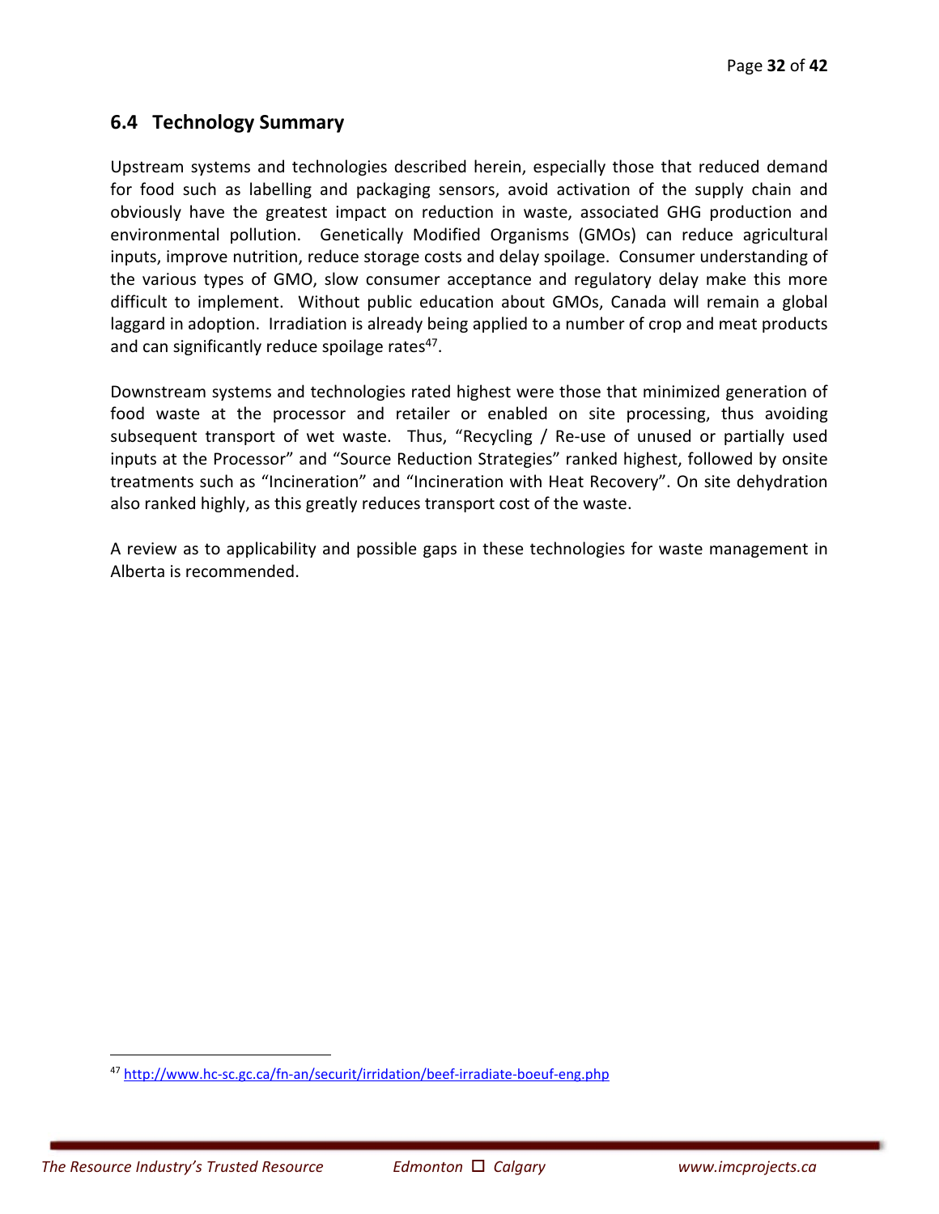## 6.4 Technology Summary

Upstream systems and technologies described herein, especially those that reduced demand for food such as labelling and packaging sensors, avoid activation of the supply chain and obviously have the greatest impact on reduction in waste, associated GHG production and environmental pollution. Genetically Modified Organisms (GMOs) can reduce agricultural inputs, improve nutrition, reduce storage costs and delay spoilage. Consumer understanding of the various types of GMO, slow consumer acceptance and regulatory delay make this more difficult to implement. Without public education about GMOs, Canada will remain a global laggard in adoption. Irradiation is already being applied to a number of crop and meat products and can significantly reduce spoilage rates[47].

Downstream systems and technologies rated highest were those that minimized generation of food waste at the processor and retailer or enabled on site processing, thus avoiding subsequent transport of wet waste. Thus, "Recycling / Re-use of unused or partially used inputs at the Processor" and "Source Reduction Strategies" ranked highest, followed by onsite treatments such as "Incineration" and "Incineration with Heat Recovery". On site dehydration also ranked highly, as this greatly reduces transport cost of the waste.

A review as to applicability and possible gaps in these technologies for waste management in Alberta is recommended.

---

[47] http://www.hc-sc.gc.ca/fn-an/securit/irridation/beef-irradiate-boeuf-eng.php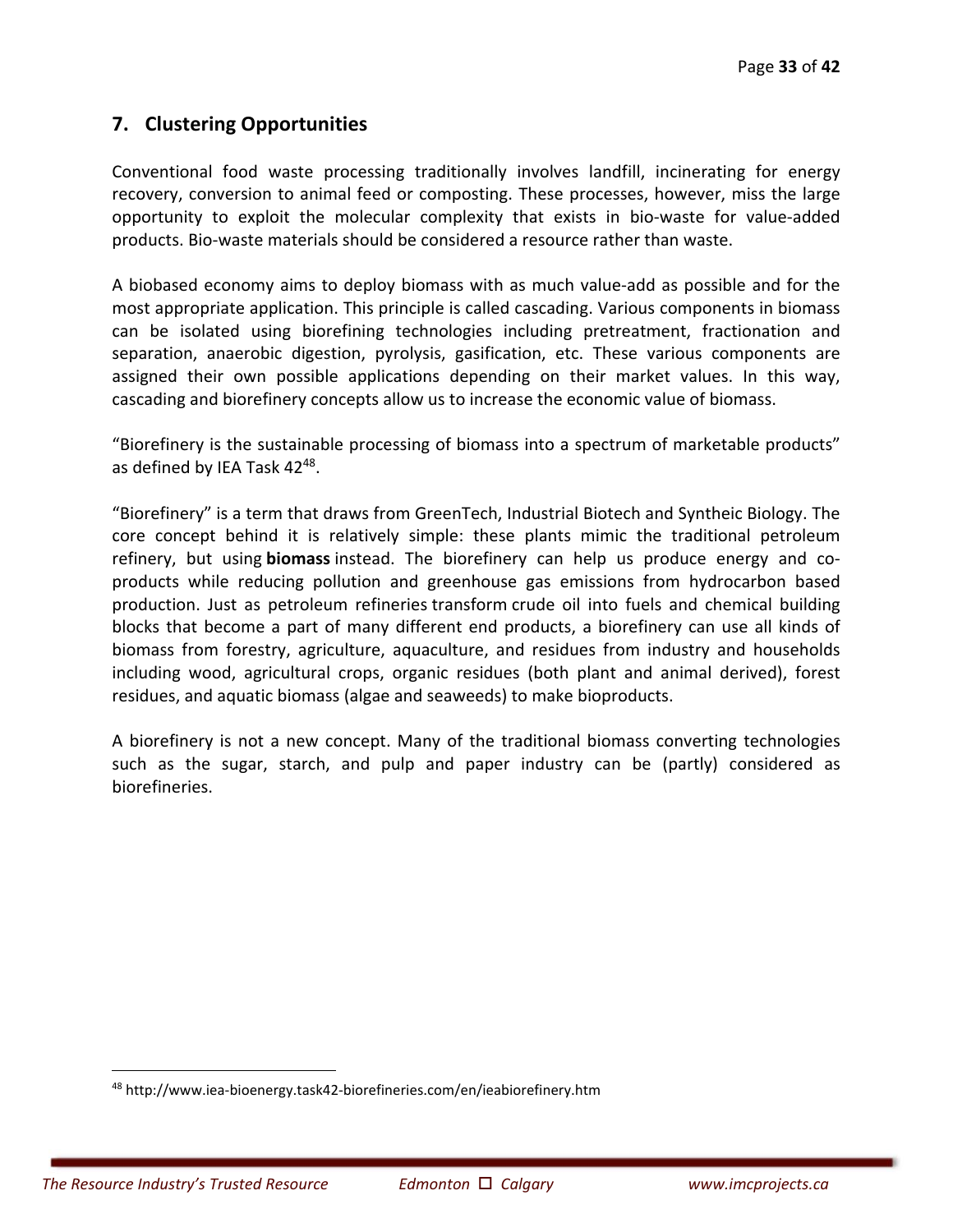## 7. Clustering Opportunities

Conventional food waste processing traditionally involves landfill, incinerating for energy recovery, conversion to animal feed or composting. These processes, however, miss the large opportunity to exploit the molecular complexity that exists in bio-waste for value-added products. Bio-waste materials should be considered a resource rather than waste.

A biobased economy aims to deploy biomass with as much value-add as possible and for the most appropriate application. This principle is called cascading. Various components in biomass can be isolated using biorefining technologies including pretreatment, fractionation and separation, anaerobic digestion, pyrolysis, gasification, etc. These various components are assigned their own possible applications depending on their market values. In this way, cascading and biorefinery concepts allow us to increase the economic value of biomass.

"Biorefinery is the sustainable processing of biomass into a spectrum of marketable products" as defined by IEA Task 42[48].

"Biorefinery" is a term that draws from GreenTech, Industrial Biotech and Syntheic Biology. The core concept behind it is relatively simple: these plants mimic the traditional petroleum refinery, but using **biomass** instead. The biorefinery can help us produce energy and co-products while reducing pollution and greenhouse gas emissions from hydrocarbon based production. Just as petroleum refineries transform crude oil into fuels and chemical building blocks that become a part of many different end products, a biorefinery can use all kinds of biomass from forestry, agriculture, aquaculture, and residues from industry and households including wood, agricultural crops, organic residues (both plant and animal derived), forest residues, and aquatic biomass (algae and seaweeds) to make bioproducts.

A biorefinery is not a new concept. Many of the traditional biomass converting technologies such as the sugar, starch, and pulp and paper industry can be (partly) considered as biorefineries.

---

[48] http://www.iea-bioenergy.task42-biorefineries.com/en/ieabiorefinery.htm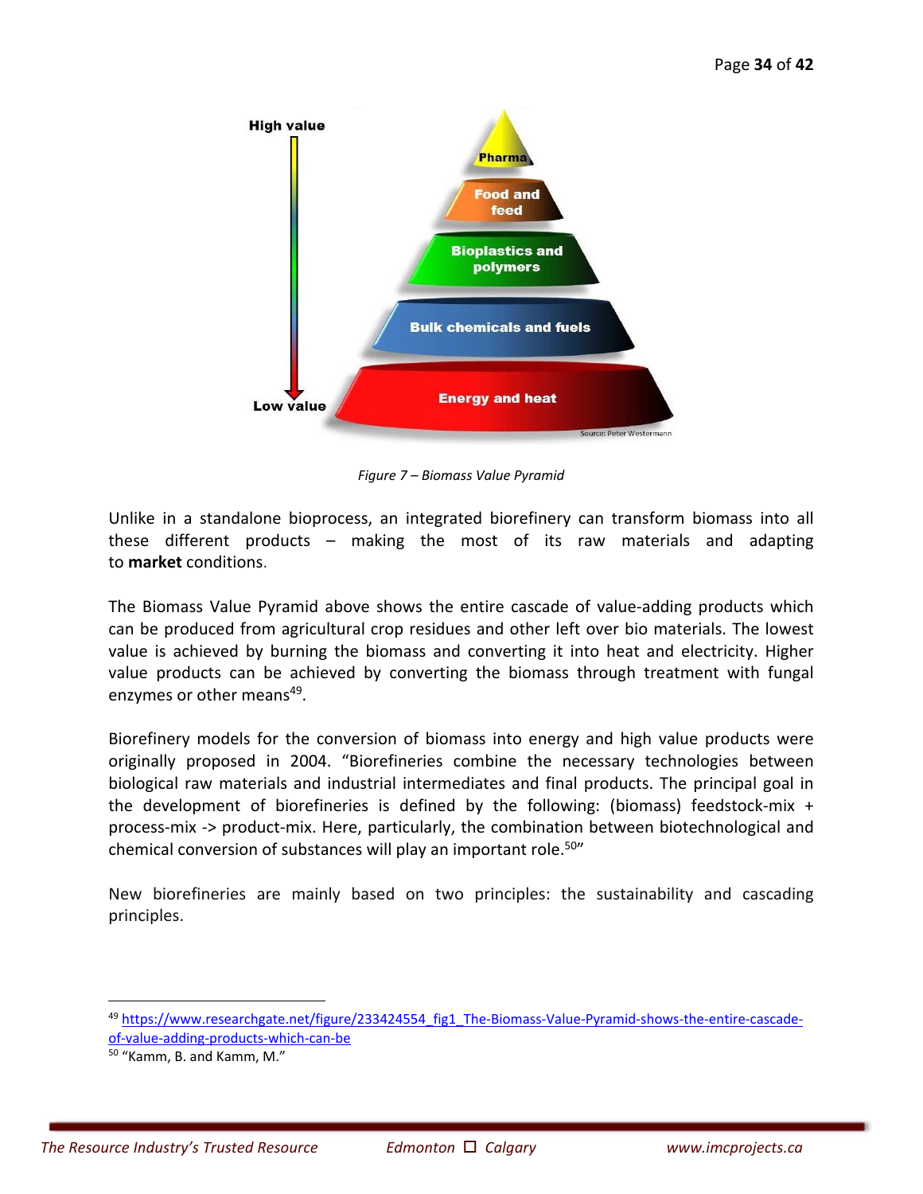*Figure 7 – Biomass Value Pyramid*

Unlike in a standalone bioprocess, an integrated biorefinery can transform biomass into all these different products – making the most of its raw materials and adapting to **market** conditions.

The Biomass Value Pyramid above shows the entire cascade of value-adding products which can be produced from agricultural crop residues and other left over bio materials. The lowest value is achieved by burning the biomass and converting it into heat and electricity. Higher value products can be achieved by converting the biomass through treatment with fungal enzymes or other means[49].

Biorefinery models for the conversion of biomass into energy and high value products were originally proposed in 2004. "Biorefineries combine the necessary technologies between biological raw materials and industrial intermediates and final products. The principal goal in the development of biorefineries is defined by the following: (biomass) feedstock-mix + process-mix -> product-mix. Here, particularly, the combination between biotechnological and chemical conversion of substances will play an important role.[50]"

New biorefineries are mainly based on two principles: the sustainability and cascading principles.

---

[49] https://www.researchgate.net/figure/233424554_fig1_The-Biomass-Value-Pyramid-shows-the-entire-cascade-of-value-adding-products-which-can-be

[50] "Kamm, B. and Kamm, M."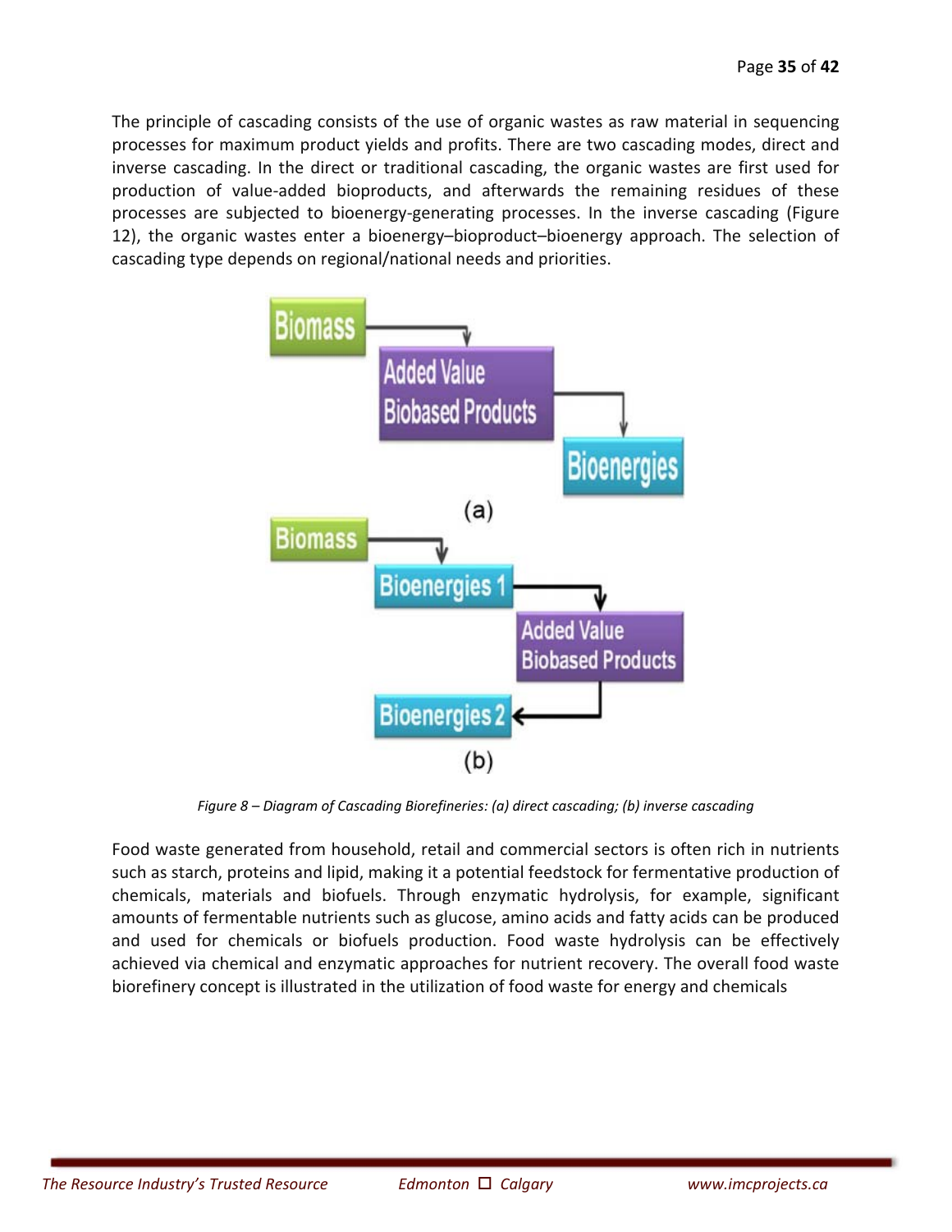The principle of cascading consists of the use of organic wastes as raw material in sequencing processes for maximum product yields and profits. There are two cascading modes, direct and inverse cascading. In the direct or traditional cascading, the organic wastes are first used for production of value-added bioproducts, and afterwards the remaining residues of these processes are subjected to bioenergy-generating processes. In the inverse cascading (Figure 12), the organic wastes enter a bioenergy–bioproduct–bioenergy approach. The selection of cascading type depends on regional/national needs and priorities.

*Figure 8 – Diagram of Cascading Biorefineries: (a) direct cascading; (b) inverse cascading*

Food waste generated from household, retail and commercial sectors is often rich in nutrients such as starch, proteins and lipid, making it a potential feedstock for fermentative production of chemicals, materials and biofuels. Through enzymatic hydrolysis, for example, significant amounts of fermentable nutrients such as glucose, amino acids and fatty acids can be produced and used for chemicals or biofuels production. Food waste hydrolysis can be effectively achieved via chemical and enzymatic approaches for nutrient recovery. The overall food waste biorefinery concept is illustrated in the utilization of food waste for energy and chemicals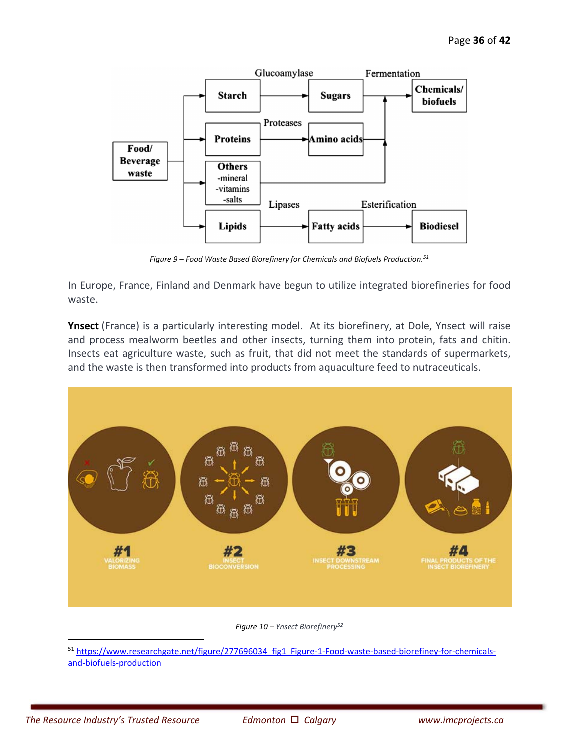Figure 9 – Food Waste Based Biorefinery for Chemicals and Biofuels Production.[51]

In Europe, France, Finland and Denmark have begun to utilize integrated biorefineries for food waste.

**Ynsect** (France) is a particularly interesting model. At its biorefinery, at Dole, Ynsect will raise and process mealworm beetles and other insects, turning them into protein, fats and chitin. Insects eat agriculture waste, such as fruit, that did not meet the standards of supermarkets, and the waste is then transformed into products from aquaculture feed to nutraceuticals.

*Figure 10 – Ynsect Biorefinery*[52]

---

[51] https://www.researchgate.net/figure/277696034_fig1_Figure-1-Food-waste-based-biorefiney-for-chemicals-and-biofuels-production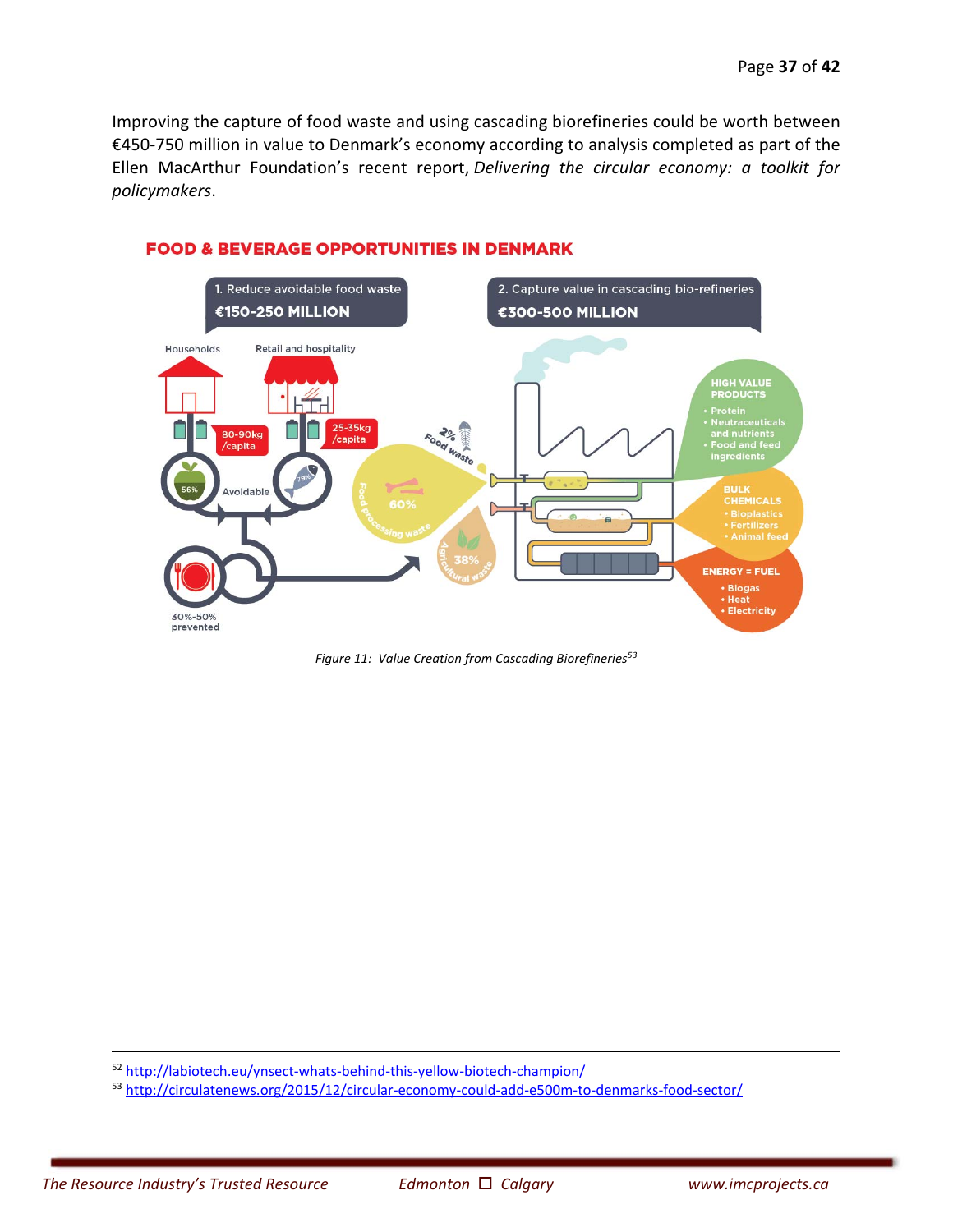Improving the capture of food waste and using cascading biorefineries could be worth between €450-750 million in value to Denmark's economy according to analysis completed as part of the Ellen MacArthur Foundation's recent report, *Delivering the circular economy: a toolkit for policymakers*.

FOOD & BEVERAGE OPPORTUNITIES IN DENMARK

1. Reduce avoidable food waste
€150-250 MILLION

2. Capture value in cascading bio-refineries
€300-500 MILLION

Households: 80-90kg /capita, 56% Avoidable

Retail and hospitality: 25-35kg /capita, 79%

30%-50% prevented

2% Food waste

60% Food processing waste

38% Agricultural waste

HIGH VALUE PRODUCTS
- Protein
- Neutraceuticals and nutrients
- Food and feed ingredients

BULK CHEMICALS
- Bioplastics
- Fertilizers
- Animal feed

ENERGY = FUEL
- Biogas
- Heat
- Electricity

*Figure 11: Value Creation from Cascading Biorefineries*[53]

---

[52] http://labiotech.eu/ynsect-whats-behind-this-yellow-biotech-champion/

[53] http://circulatenews.org/2015/12/circular-economy-could-add-e500m-to-denmarks-food-sector/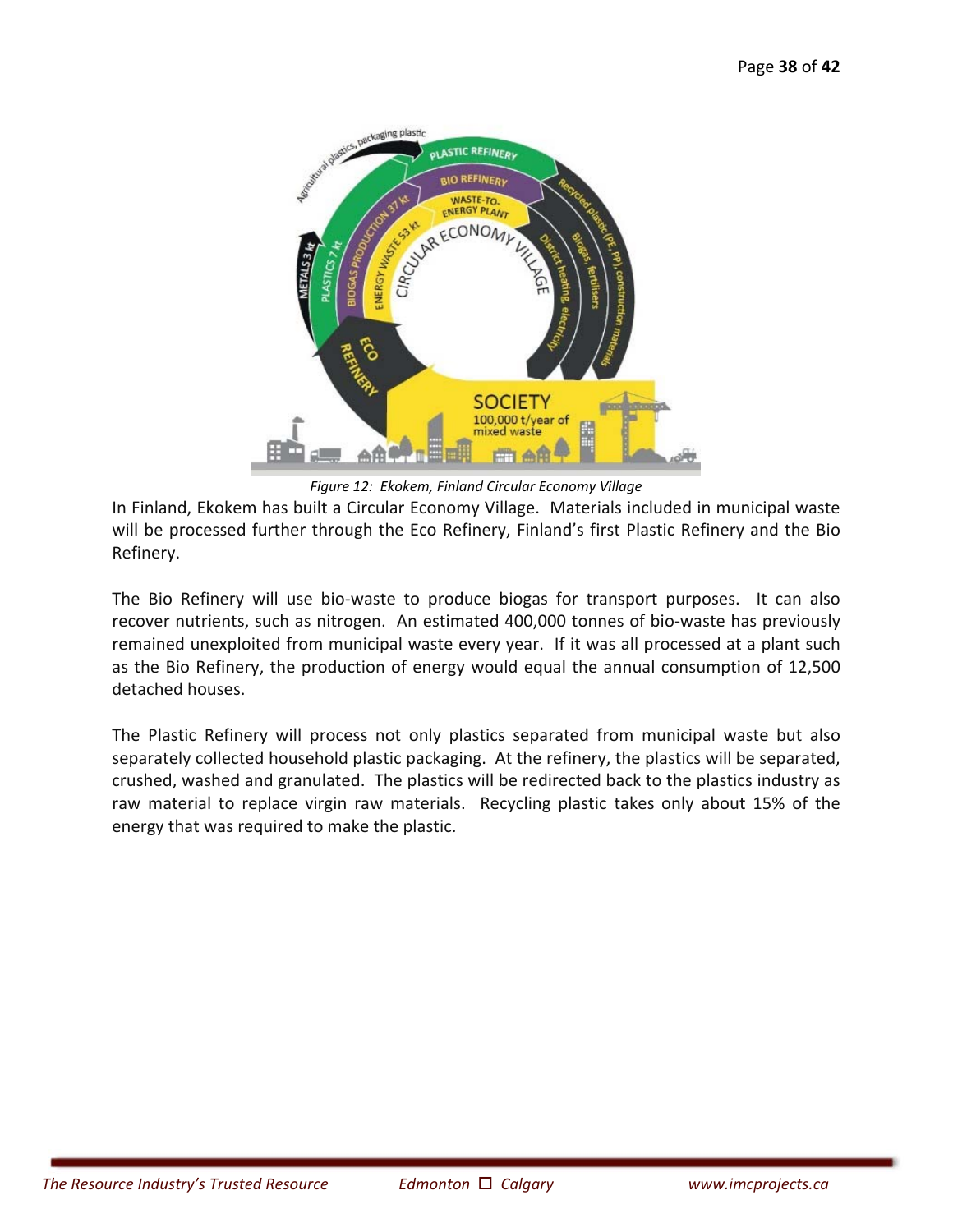*Figure 12: Ekokem, Finland Circular Economy Village*

In Finland, Ekokem has built a Circular Economy Village. Materials included in municipal waste will be processed further through the Eco Refinery, Finland's first Plastic Refinery and the Bio Refinery.

The Bio Refinery will use bio-waste to produce biogas for transport purposes. It can also recover nutrients, such as nitrogen. An estimated 400,000 tonnes of bio-waste has previously remained unexploited from municipal waste every year. If it was all processed at a plant such as the Bio Refinery, the production of energy would equal the annual consumption of 12,500 detached houses.

The Plastic Refinery will process not only plastics separated from municipal waste but also separately collected household plastic packaging. At the refinery, the plastics will be separated, crushed, washed and granulated. The plastics will be redirected back to the plastics industry as raw material to replace virgin raw materials. Recycling plastic takes only about 15% of the energy that was required to make the plastic.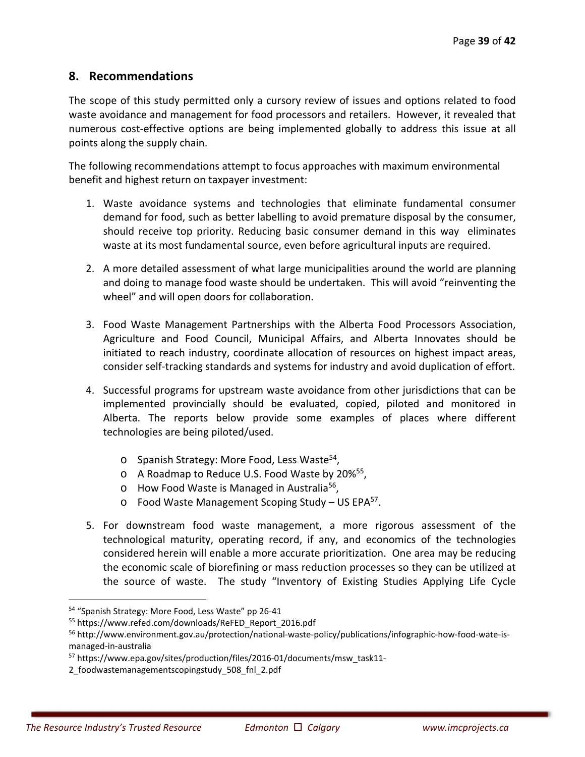## 8. Recommendations

The scope of this study permitted only a cursory review of issues and options related to food waste avoidance and management for food processors and retailers. However, it revealed that numerous cost-effective options are being implemented globally to address this issue at all points along the supply chain.

The following recommendations attempt to focus approaches with maximum environmental benefit and highest return on taxpayer investment:

1. Waste avoidance systems and technologies that eliminate fundamental consumer demand for food, such as better labelling to avoid premature disposal by the consumer, should receive top priority. Reducing basic consumer demand in this way eliminates waste at its most fundamental source, even before agricultural inputs are required.

2. A more detailed assessment of what large municipalities around the world are planning and doing to manage food waste should be undertaken. This will avoid "reinventing the wheel" and will open doors for collaboration.

3. Food Waste Management Partnerships with the Alberta Food Processors Association, Agriculture and Food Council, Municipal Affairs, and Alberta Innovates should be initiated to reach industry, coordinate allocation of resources on highest impact areas, consider self-tracking standards and systems for industry and avoid duplication of effort.

4. Successful programs for upstream waste avoidance from other jurisdictions that can be implemented provincially should be evaluated, copied, piloted and monitored in Alberta. The reports below provide some examples of places where different technologies are being piloted/used.

    - Spanish Strategy: More Food, Less Waste[54],
    - A Roadmap to Reduce U.S. Food Waste by 20%[55],
    - How Food Waste is Managed in Australia[56],
    - Food Waste Management Scoping Study – US EPA[57].

5. For downstream food waste management, a more rigorous assessment of the technological maturity, operating record, if any, and economics of the technologies considered herein will enable a more accurate prioritization. One area may be reducing the economic scale of biorefining or mass reduction processes so they can be utilized at the source of waste. The study "Inventory of Existing Studies Applying Life Cycle

---

[54] "Spanish Strategy: More Food, Less Waste" pp 26-41

[55] https://www.refed.com/downloads/ReFED_Report_2016.pdf

[56] http://www.environment.gov.au/protection/national-waste-policy/publications/infographic-how-food-wate-is-managed-in-australia

[57] https://www.epa.gov/sites/production/files/2016-01/documents/msw_task11-2_foodwastemanagementscopingstudy_508_fnl_2.pdf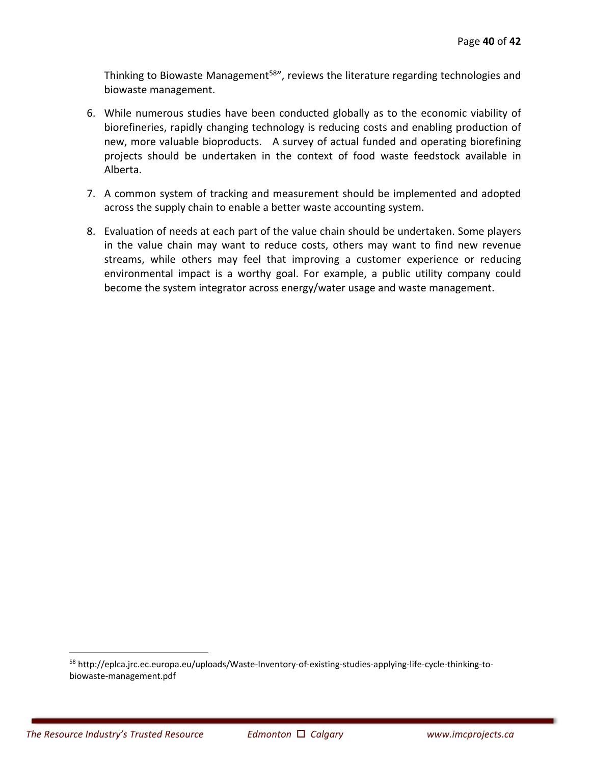Thinking to Biowaste Management[58]", reviews the literature regarding technologies and biowaste management.

6. While numerous studies have been conducted globally as to the economic viability of biorefineries, rapidly changing technology is reducing costs and enabling production of new, more valuable bioproducts. A survey of actual funded and operating biorefining projects should be undertaken in the context of food waste feedstock available in Alberta.

7. A common system of tracking and measurement should be implemented and adopted across the supply chain to enable a better waste accounting system.

8. Evaluation of needs at each part of the value chain should be undertaken. Some players in the value chain may want to reduce costs, others may want to find new revenue streams, while others may feel that improving a customer experience or reducing environmental impact is a worthy goal. For example, a public utility company could become the system integrator across energy/water usage and waste management.

---

[58] http://eplca.jrc.ec.europa.eu/uploads/Waste-Inventory-of-existing-studies-applying-life-cycle-thinking-to-biowaste-management.pdf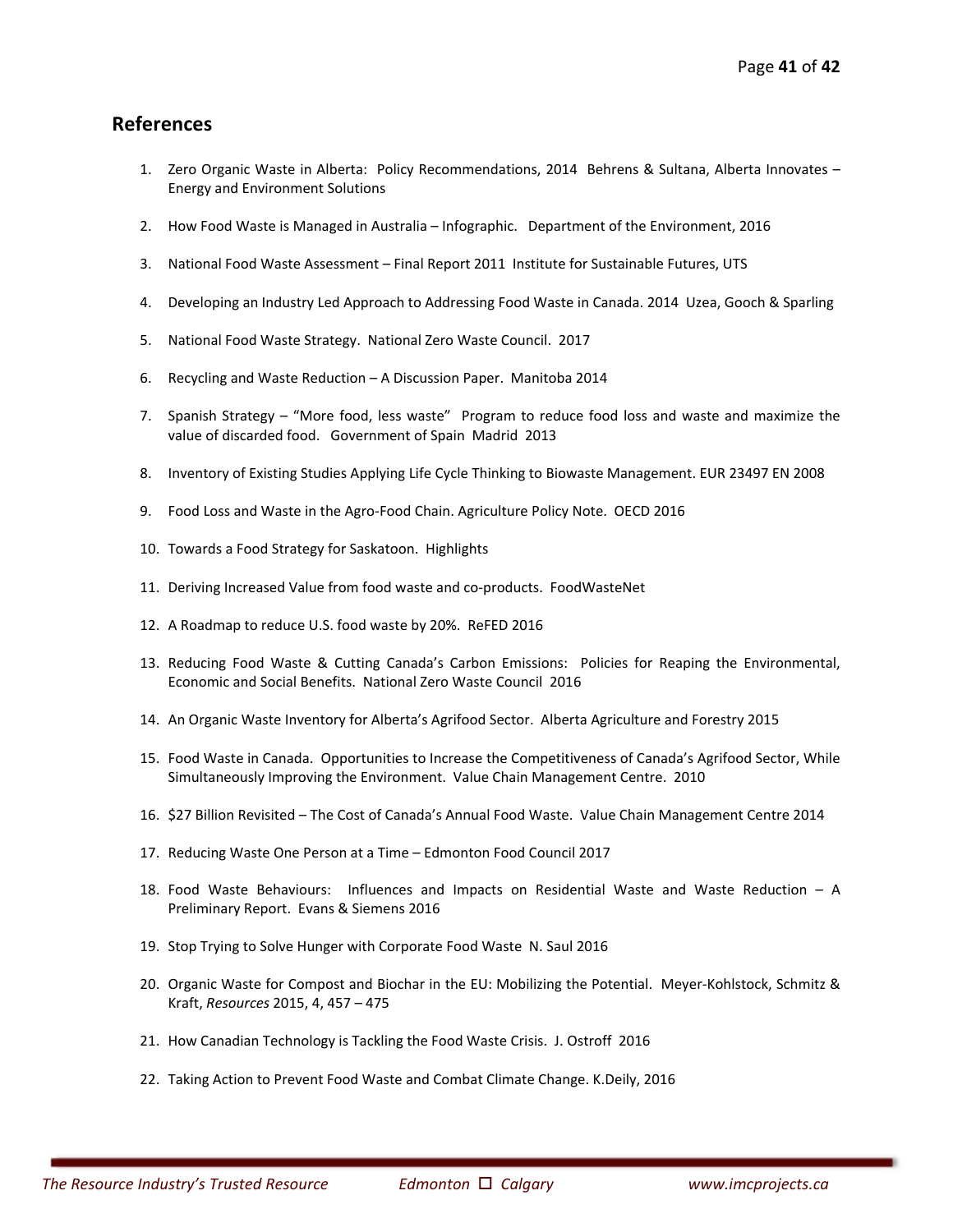## References

1. Zero Organic Waste in Alberta: Policy Recommendations, 2014 Behrens & Sultana, Alberta Innovates – Energy and Environment Solutions

2. How Food Waste is Managed in Australia – Infographic. Department of the Environment, 2016

3. National Food Waste Assessment – Final Report 2011 Institute for Sustainable Futures, UTS

4. Developing an Industry Led Approach to Addressing Food Waste in Canada. 2014 Uzea, Gooch & Sparling

5. National Food Waste Strategy. National Zero Waste Council. 2017

6. Recycling and Waste Reduction – A Discussion Paper. Manitoba 2014

7. Spanish Strategy – "More food, less waste" Program to reduce food loss and waste and maximize the value of discarded food. Government of Spain Madrid 2013

8. Inventory of Existing Studies Applying Life Cycle Thinking to Biowaste Management. EUR 23497 EN 2008

9. Food Loss and Waste in the Agro-Food Chain. Agriculture Policy Note. OECD 2016

10. Towards a Food Strategy for Saskatoon. Highlights

11. Deriving Increased Value from food waste and co-products. FoodWasteNet

12. A Roadmap to reduce U.S. food waste by 20%. ReFED 2016

13. Reducing Food Waste & Cutting Canada's Carbon Emissions: Policies for Reaping the Environmental, Economic and Social Benefits. National Zero Waste Council 2016

14. An Organic Waste Inventory for Alberta's Agrifood Sector. Alberta Agriculture and Forestry 2015

15. Food Waste in Canada. Opportunities to Increase the Competitiveness of Canada's Agrifood Sector, While Simultaneously Improving the Environment. Value Chain Management Centre. 2010

16. $27 Billion Revisited – The Cost of Canada's Annual Food Waste. Value Chain Management Centre 2014

17. Reducing Waste One Person at a Time – Edmonton Food Council 2017

18. Food Waste Behaviours: Influences and Impacts on Residential Waste and Waste Reduction – A Preliminary Report. Evans & Siemens 2016

19. Stop Trying to Solve Hunger with Corporate Food Waste N. Saul 2016

20. Organic Waste for Compost and Biochar in the EU: Mobilizing the Potential. Meyer-Kohlstock, Schmitz & Kraft, *Resources* 2015, 4, 457 – 475

21. How Canadian Technology is Tackling the Food Waste Crisis. J. Ostroff 2016

22. Taking Action to Prevent Food Waste and Combat Climate Change. K.Deily, 2016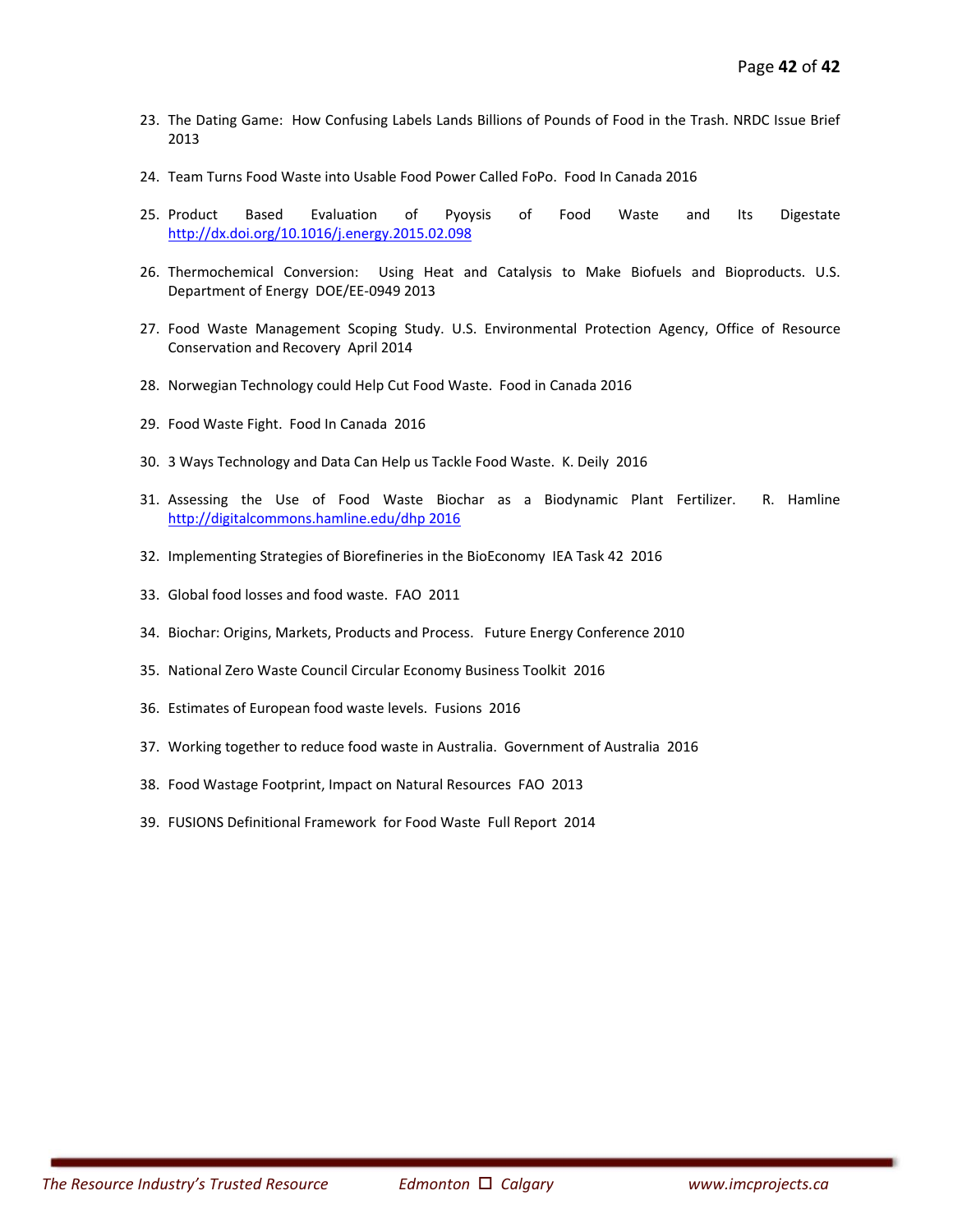23. The Dating Game: How Confusing Labels Lands Billions of Pounds of Food in the Trash. NRDC Issue Brief 2013

24. Team Turns Food Waste into Usable Food Power Called FoPo. Food In Canada 2016

25. Product Based Evaluation of Pyoysis of Food Waste and Its Digestate http://dx.doi.org/10.1016/j.energy.2015.02.098

26. Thermochemical Conversion: Using Heat and Catalysis to Make Biofuels and Bioproducts. U.S. Department of Energy DOE/EE-0949 2013

27. Food Waste Management Scoping Study. U.S. Environmental Protection Agency, Office of Resource Conservation and Recovery April 2014

28. Norwegian Technology could Help Cut Food Waste. Food in Canada 2016

29. Food Waste Fight. Food In Canada 2016

30. 3 Ways Technology and Data Can Help us Tackle Food Waste. K. Deily 2016

31. Assessing the Use of Food Waste Biochar as a Biodynamic Plant Fertilizer. R. Hamline http://digitalcommons.hamline.edu/dhp 2016

32. Implementing Strategies of Biorefineries in the BioEconomy IEA Task 42 2016

33. Global food losses and food waste. FAO 2011

34. Biochar: Origins, Markets, Products and Process. Future Energy Conference 2010

35. National Zero Waste Council Circular Economy Business Toolkit 2016

36. Estimates of European food waste levels. Fusions 2016

37. Working together to reduce food waste in Australia. Government of Australia 2016

38. Food Wastage Footprint, Impact on Natural Resources FAO 2013

39. FUSIONS Definitional Framework for Food Waste Full Report 2014